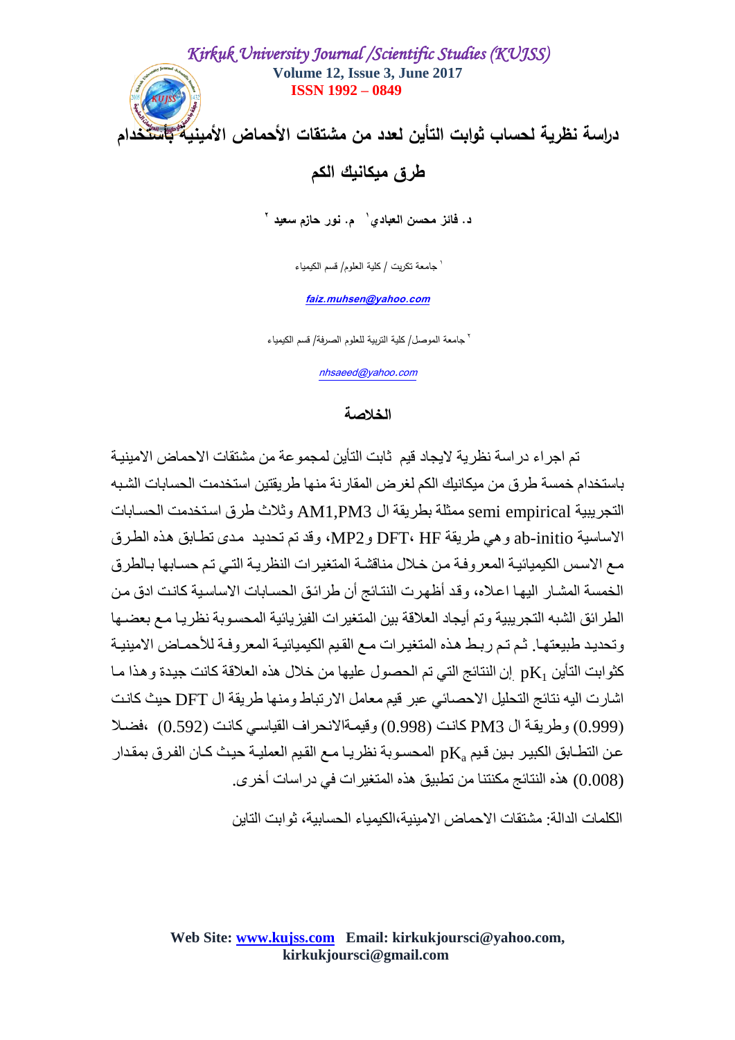# دراسة نظرية لحساب ثوابت التأين لعدد من مشتقات الأحماض الأمينية بأستخدام طرق ميكانيك الكم

**د. فائز محسن العبادي[1]   م. نور حازم سعيد[2]**

[1] جامعة تكريت / كلية العلوم/ قسم الكيمياء

*faiz.muhsen@yahoo.com*

[2] جامعة الموصل/ كلية التربية للعلوم الصرفة/ قسم الكيمياء

*nhsaeed@yahoo.com*

## الخلاصة

تم اجراء دراسة نظرية لايجاد قيم ثابت التأين لمجموعة من مشتقات الاحماض الامينية باستخدام خمسة طرق من ميكانيك الكم لغرض المقارنة منها طريقتين استخدمت الحسابات الشبه التجريبية semi empirical ممثلة بطريقة ال AM1,PM3 وثلاث طرق استخدمت الحسابات الاساسية ab-initio وهي طريقة HF ،DFT وMP2، وقد تم تحديد مدى تطابق هذه الطرق مع الاسس الكيميائية المعروفة من خلال مناقشة المتغيرات النظرية التي تم حسابها بالطرق الخمسة المشار اليها اعلاه، وقد أظهرت النتائج أن طرائق الحسابات الاساسية كانت ادق من الطرائق الشبه التجريبية وتم أيجاد العلاقة بين المتغيرات الفيزيائية المحسوبة نظريا مع بعضها وتحديد طبيعتها. ثم تم ربط هذه المتغيرات مع القيم الكيميائية المعروفة للأحماض الامينية كثوابت التأين $pK_1$ .إن النتائج التي تم الحصول عليها من خلال هذه العلاقة كانت جيدة وهذا ما اشارت اليه نتائج التحليل الاحصائي عبر قيم معامل الارتباط ومنها طريقة ال DFT حيث كانت (0.999) وطريقة ال PM3 كانت (0.998) وقيمةالانحراف القياسي كانت (0.592) ،فضلا عن التطابق الكبير بين قيم $pK_a$ المحسوبة نظريا مع القيم العملية حيث كان الفرق بمقدار (0.008) هذه النتائج مكنتنا من تطبيق هذه المتغيرات في دراسات أخرى.

الكلمات الدالة: مشتقات الاحماض الامينية،الكيمياء الحسابية، ثوابت التاين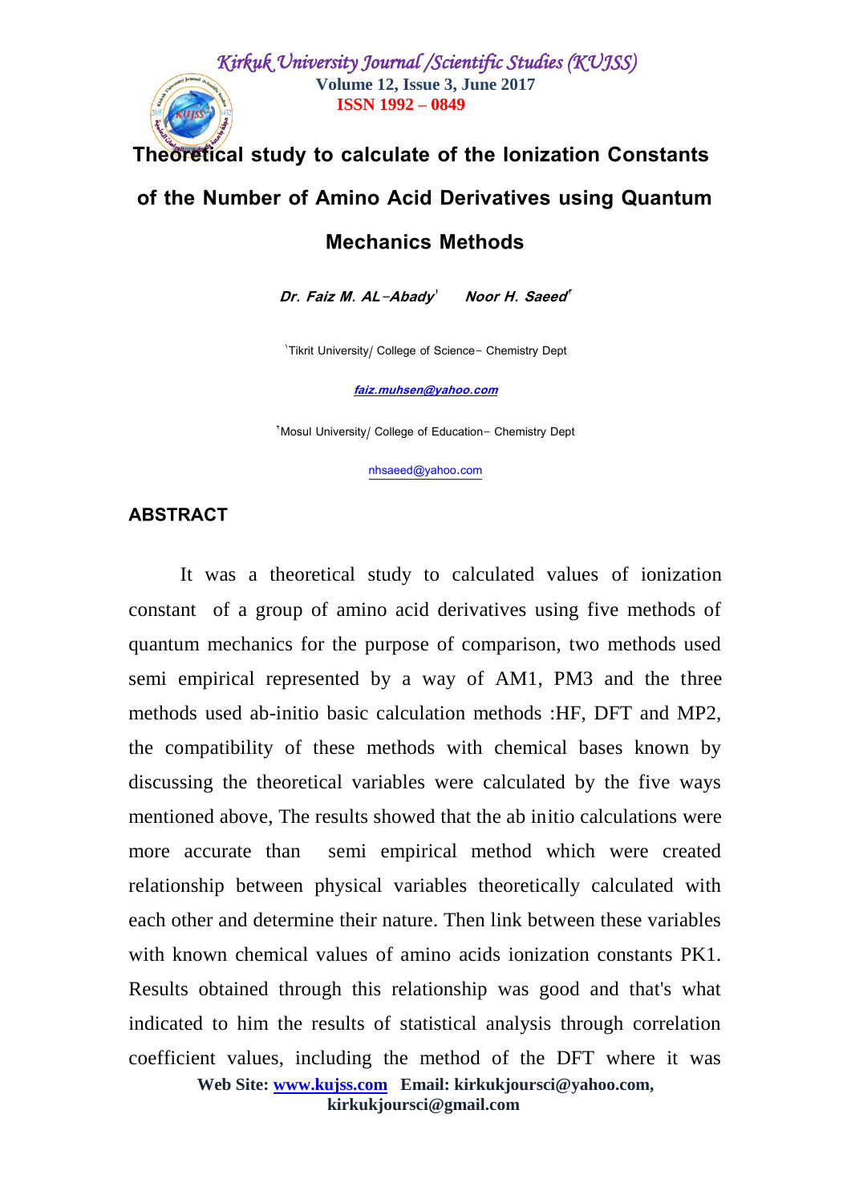# Theoretical study to calculate of the Ionization Constants of the Number of Amino Acid Derivatives using Quantum Mechanics Methods

***Dr. Faiz M. AL-Abady*[1] *Noor H. Saeed*[2]**

[1]Tikrit University/ College of Science- Chemistry Dept

***faiz.muhsen@yahoo.com***

[2]Mosul University/ College of Education- Chemistry Dept

nhsaeed@yahoo.com

## ABSTRACT

It was a theoretical study to calculated values of ionization constant of a group of amino acid derivatives using five methods of quantum mechanics for the purpose of comparison, two methods used semi empirical represented by a way of AM1, PM3 and the three methods used ab-initio basic calculation methods :HF, DFT and MP2, the compatibility of these methods with chemical bases known by discussing the theoretical variables were calculated by the five ways mentioned above, The results showed that the ab initio calculations were more accurate than semi empirical method which were created relationship between physical variables theoretically calculated with each other and determine their nature. Then link between these variables with known chemical values of amino acids ionization constants PK1. Results obtained through this relationship was good and that's what indicated to him the results of statistical analysis through correlation coefficient values, including the method of the DFT where it was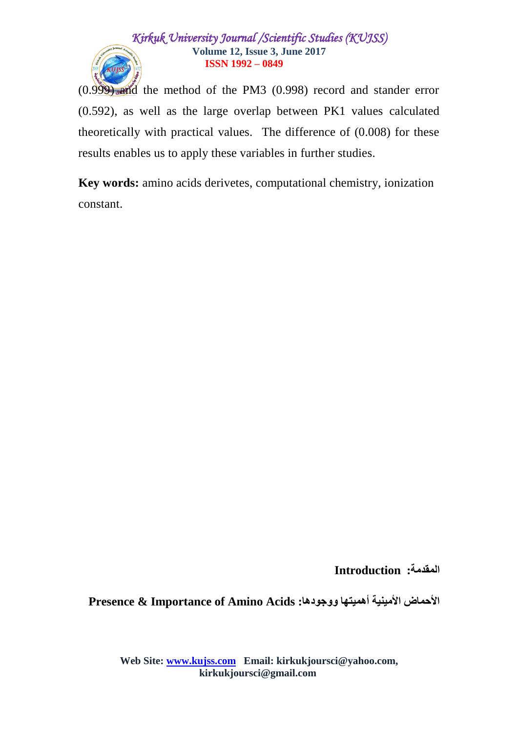(0.999) and the method of the PM3 (0.998) record and stander error (0.592), as well as the large overlap between PK1 values calculated theoretically with practical values. The difference of (0.008) for these results enables us to apply these variables in further studies.

**Key words:** amino acids derivetes, computational chemistry, ionization constant.

## المقدمة: Introduction

### الأحماض الأمينية أهميتها ووجودها: Presence & Importance of Amino Acids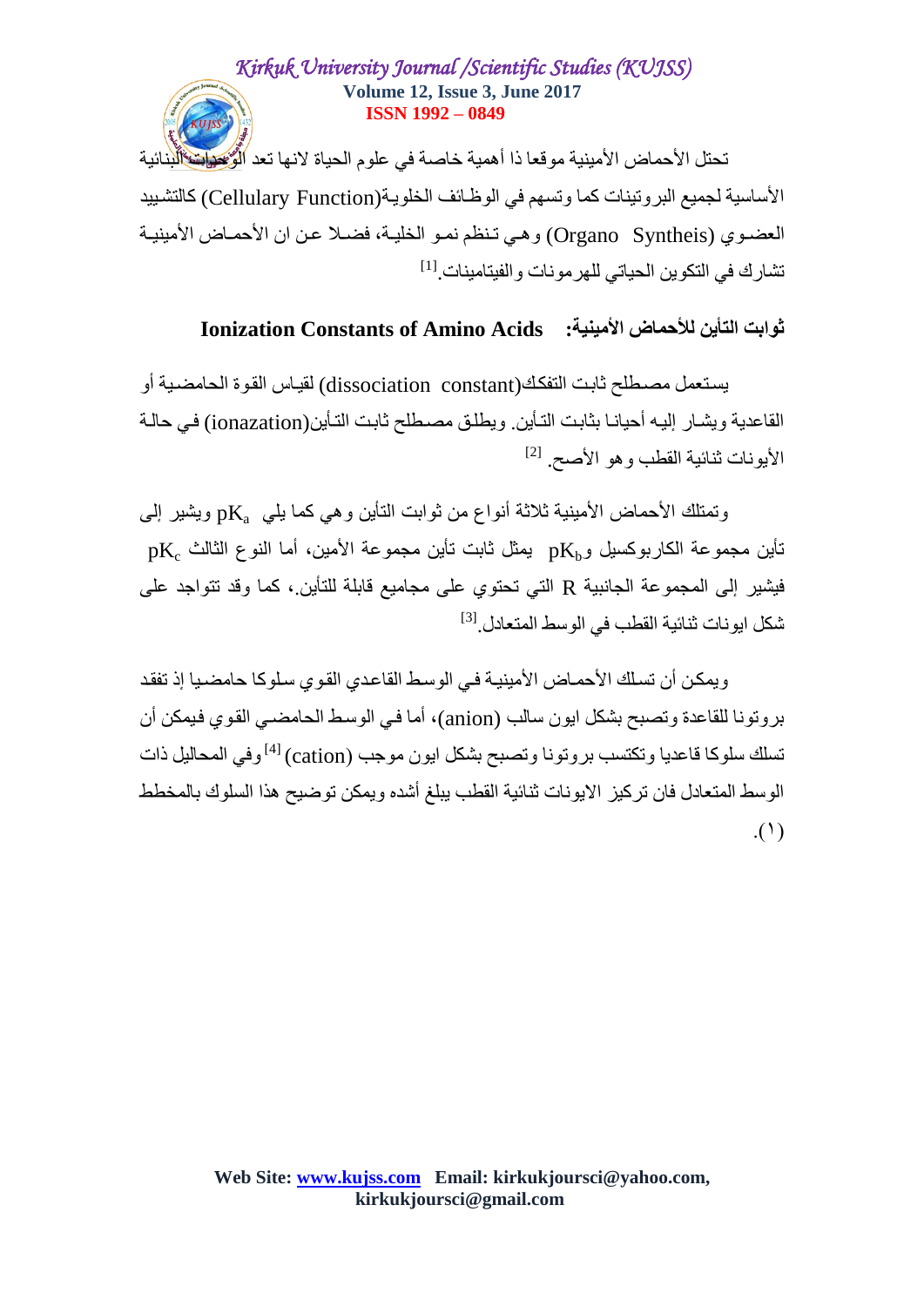تحتل الأحماض الأمينية موقعا ذا أهمية خاصة في علوم الحياة لانها تعد الوحدات البنائية الأساسية لجميع البروتينات كما وتسهم في الوظائف الخلوية(Cellulary Function) كالتشييد العضوي (Organo Syntheis) وهي تنظم نمو الخلية، فضلا عن ان الأحماض الأمينية تشارك في التكوين الحياتي للهرمونات والفيتامينات.[1]

## ثوابت التأين للأحماض الأمينية: Ionization Constants of Amino Acids

يستعمل مصطلح ثابت التفكك(dissociation constant) لقياس القوة الحامضية أو القاعدية ويشار إليه أحيانا بثابت التأين. ويطلق مصطلح ثابت التأين(ionazation) في حالة الأيونات ثنائية القطب وهو الأصح. [2]

وتمتلك الأحماض الأمينية ثلاثة أنواع من ثوابت التأين وهي كما يلي $pK_a$ ويشير إلى تأين مجموعة الكاربوكسيل و$pK_b$ يمثل ثابت تأين مجموعة الأمين، أما النوع الثالث $pK_c$ فيشير إلى المجموعة الجانبية R التي تحتوي على مجاميع قابلة للتأين.، كما وقد تتواجد على شكل ايونات ثنائية القطب في الوسط المتعادل.[3]

ويمكن أن تسلك الأحماض الأمينية في الوسط القاعدي القوي سلوكا حامضيا إذ تفقد بروتونا للقاعدة وتصبح بشكل ايون سالب (anion)، أما في الوسط الحامضي القوي فيمكن أن تسلك سلوكا قاعديا وتكتسب بروتونا وتصبح بشكل ايون موجب (cation) [4] وفي المحاليل ذات الوسط المتعادل فان تركيز الايونات ثنائية القطب يبلغ أشده ويمكن توضيح هذا السلوك بالمخطط (١).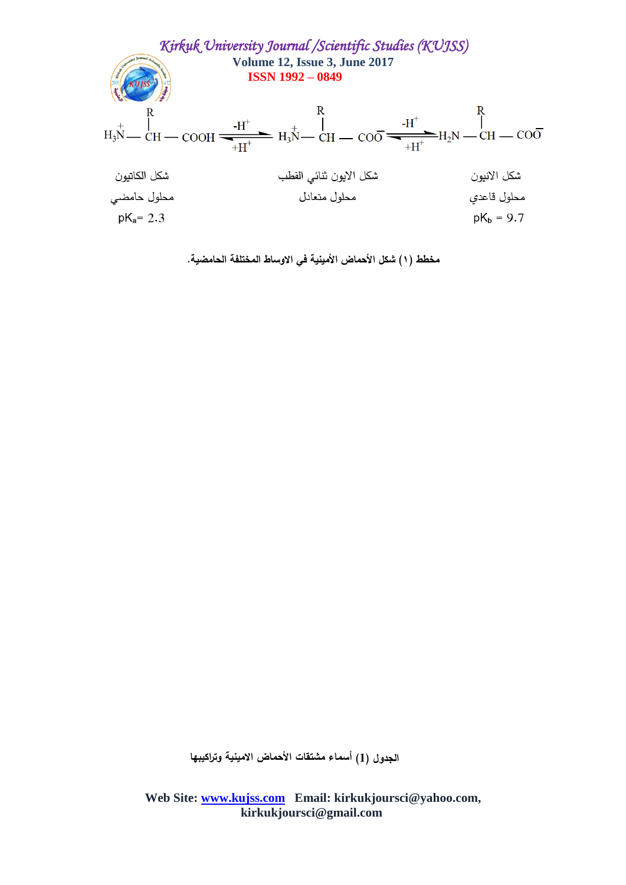$$H_3\overset{+}{N}-\underset{}{\overset{R}{\overset{|}{CH}}}-COOH \underset{+H^+}{\overset{-H^+}{\rightleftharpoons}} H_3\overset{+}{N}-\overset{R}{\overset{|}{CH}}-COO^- \underset{+H^+}{\overset{-H^+}{\rightleftharpoons}} H_2N-\overset{R}{\overset{|}{CH}}-COO^-$$

| شكل الكاتيون | شكل الايون ثنائي القطب | شكل الانيون |
|---|---|---|
| محلول حامضي | محلول متعادل | محلول قاعدي |
| $pK_a = 2.3$ | | $pK_b = 9.7$ |

**مخطط (١) شكل الأحماض الأمينية في الاوساط المختلفة الحامضية.**

**الجدول (1) أسماء مشتقات الأحماض الامينية وتراكيبها**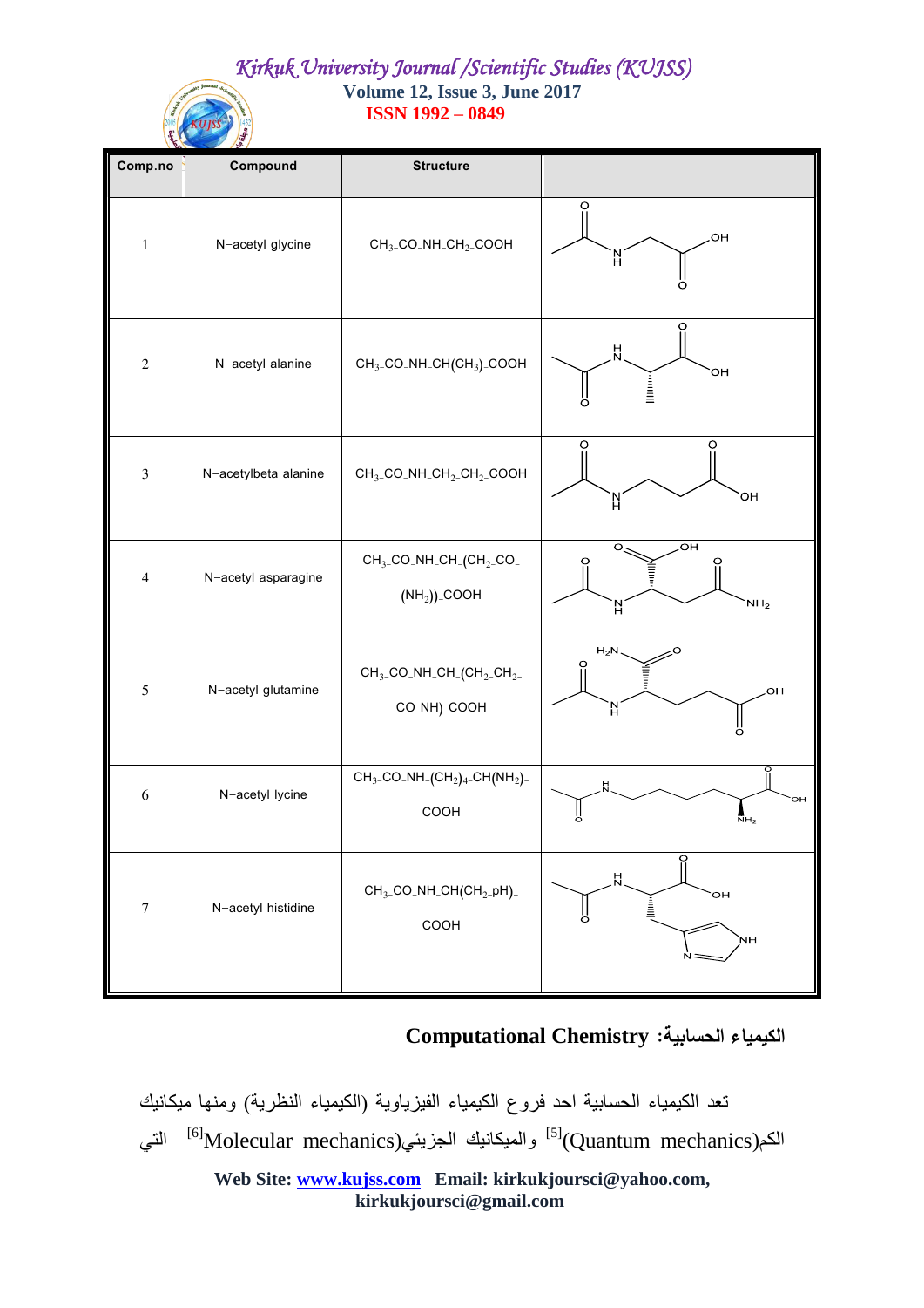| Comp.no | Compound | Structure | |
|---|---|---|---|
| 1 | N-acetyl glycine | $CH_3$-CO-NH-$CH_2$-COOH | |
| 2 | N-acetyl alanine | $CH_3$-CO-NH-CH($CH_3$)-COOH | |
| 3 | N-acetylbeta alanine | $CH_3$-CO-NH-$CH_2$-$CH_2$-COOH | |
| 4 | N-acetyl asparagine | $CH_3$-CO-NH-CH-($CH_2$-CO-($NH_2$))-COOH | |
| 5 | N-acetyl glutamine | $CH_3$-CO-NH-CH-($CH_2$-$CH_2$-CO-NH)-COOH | |
| 6 | N-acetyl lycine | $CH_3$-CO-NH-($CH_2$)$_4$-CH($NH_2$)-COOH | |
| 7 | N-acetyl histidine | $CH_3$-CO-NH-CH($CH_2$-pH)-COOH | |

## الكيمياء الحسابية: Computational Chemistry

تعد الكيمياء الحسابية احد فروع الكيمياء الفيزياوية (الكيمياء النظرية) ومنها ميكانيك الكم(Quantum mechanics)[5] والميكانيك الجزيئي(Molecular mechanics)[6] التي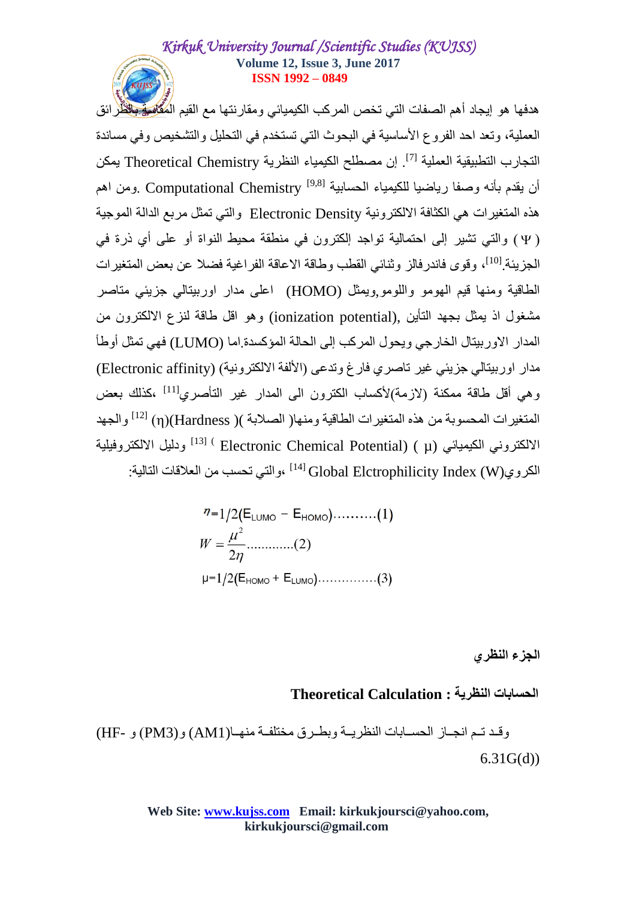هدفها هو إيجاد أهم الصفات التي تخص المركب الكيميائي ومقارنتها مع القيم المقاسة بالطرائق العملية، وتعد احد الفروع الأساسية في البحوث التي تستخدم في التحليل والتشخيص وفي مساندة التجارب التطبيقية العملية [7]. إن مصطلح الكيمياء النظرية Theoretical Chemistry يمكن أن يقدم بأنه وصفا رياضيا للكيمياء الحسابية [9,8] Computational Chemistry. ومن اهم هذه المتغيرات هي الكثافة الالكترونية Electronic Density والتي تمثل مربع الدالة الموجية ($\Psi$) والتي تشير إلى احتمالية تواجد إلكترون في منطقة محيط النواة أو على أي ذرة في الجزيئة[10]، وقوى فاندرفالز وثنائي القطب وطاقة الاعاقة الفراغية فضلا عن بعض المتغيرات الطاقية ومنها قيم الهومو واللومو,ويمثل (HOMO) اعلى مدار اوربيتالي جزيئي متاصر مشغول اذ يمثل بجهد التأين (ionization potential), وهو اقل طاقة لنزع الالكترون من المدار الاوربيتال الخارجي ويحول المركب إلى الحالة المؤكسدة.اما (LUMO) فهي تمثل أوطأ مدار اوربيتالي جزيئي غير تاصري فارغ وتدعى (الألفة الالكترونية) (Electronic affinity) وهي أقل طاقة ممكنة (لازمة)لأكساب الكترون الى المدار غير التأصري[11] ،كذلك بعض المتغيرات المحسوبة من هذه المتغيرات الطاقية ومنها( الصلابة )(Hardness)($\eta$) [12] والجهد الالكتروني الكيميائي ($\mu$) (Electronic Chemical Potential) [13] ودليل الالكتروفيلية الكروي(W) Global Elctrophilicity Index [14]، والتي تحسب من العلاقات التالية:

$$\eta = 1/2(E_{LUMO} - E_{HOMO}) \text{..........(1)}$$

$$W = \frac{\mu^2}{2\eta} \text{............(2)}$$

$$\mu = 1/2(E_{HOMO} + E_{LUMO}) \text{...............(3)}$$

## الجزء النظري

### Theoretical Calculation : الحسابات النظرية

وقد تم انجاز الحسابات النظرية وبطرق مختلفة منها(AM1) و(PM3) و (HF- 6.31G(d))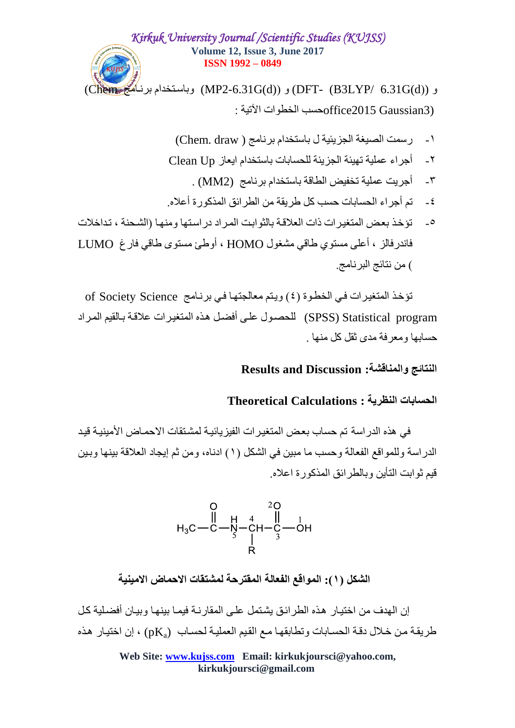و (DFT- (B3LYP/ 6.31G(d)) و (MP2-6.31G(d)) وباستخدام برنامج (Chem office2015 Gaussian3) حسب الخطوات الآتية :

١- رسمت الصيغة الجزيئية ل باستخدام برنامج ( Chem. draw)
٢- أجراء عملية تهيئة الجزيئة للحسابات باستخدام ايعاز Clean Up
٣- أجريت عملية تخفيض الطاقة باستخدام برنامج (MM2) .
٤- تم أجراء الحسابات حسب كل طريقة من الطرائق المذكورة أعلاه.
٥- تؤخذ بعض المتغيرات ذات العلاقة بالثوابت المراد دراستها ومنها (الشحنة ، تداخلات فاندرفالز ، أعلى مستوي طاقي مشغول HOMO ، أوطئ مستوى طاقي فارغ LUMO ) من نتائج البرنامج.

تؤخذ المتغيرات في الخطوة (٤) ويتم معالجتها في برنامج Statistical program of Society Science (SPSS) للحصول على أفضل هذه المتغيرات علاقة بالقيم المراد حسابها ومعرفة مدى ثقل كل منها .

## النتائج والمناقشة: Results and Discussion

### الحسابات النظرية : Theoretical Calculations

في هذه الدراسة تم حساب بعض المتغيرات الفيزيائية لمشتقات الاحماض الأمينية قيد الدراسة وللمواقع الفعالة وحسب ما مبين في الشكل (١) ادناه، ومن ثم إيجاد العلاقة بينها وبين قيم ثوابت التأين وبالطرائق المذكورة اعلاه.

$$H_3C-\overset{O}{\overset{\|}{C}}-\underset{5}{\overset{H}{N}}-\overset{4}{C}H(R)-\underset{3}{\overset{^2O}{\overset{\|}{C}}}-\overset{1}{O}H$$

**الشكل (١): المواقع الفعالة المقترحة لمشتقات الاحماض الامينية**

إن الهدف من اختيار هذه الطرائق يشتمل على المقارنة فيما بينها وبيان أفضلية كل طريقة من خلال دقة الحسابات وتطابقها مع القيم العملية لحساب $(pK_a)$ ، إن اختيار هذه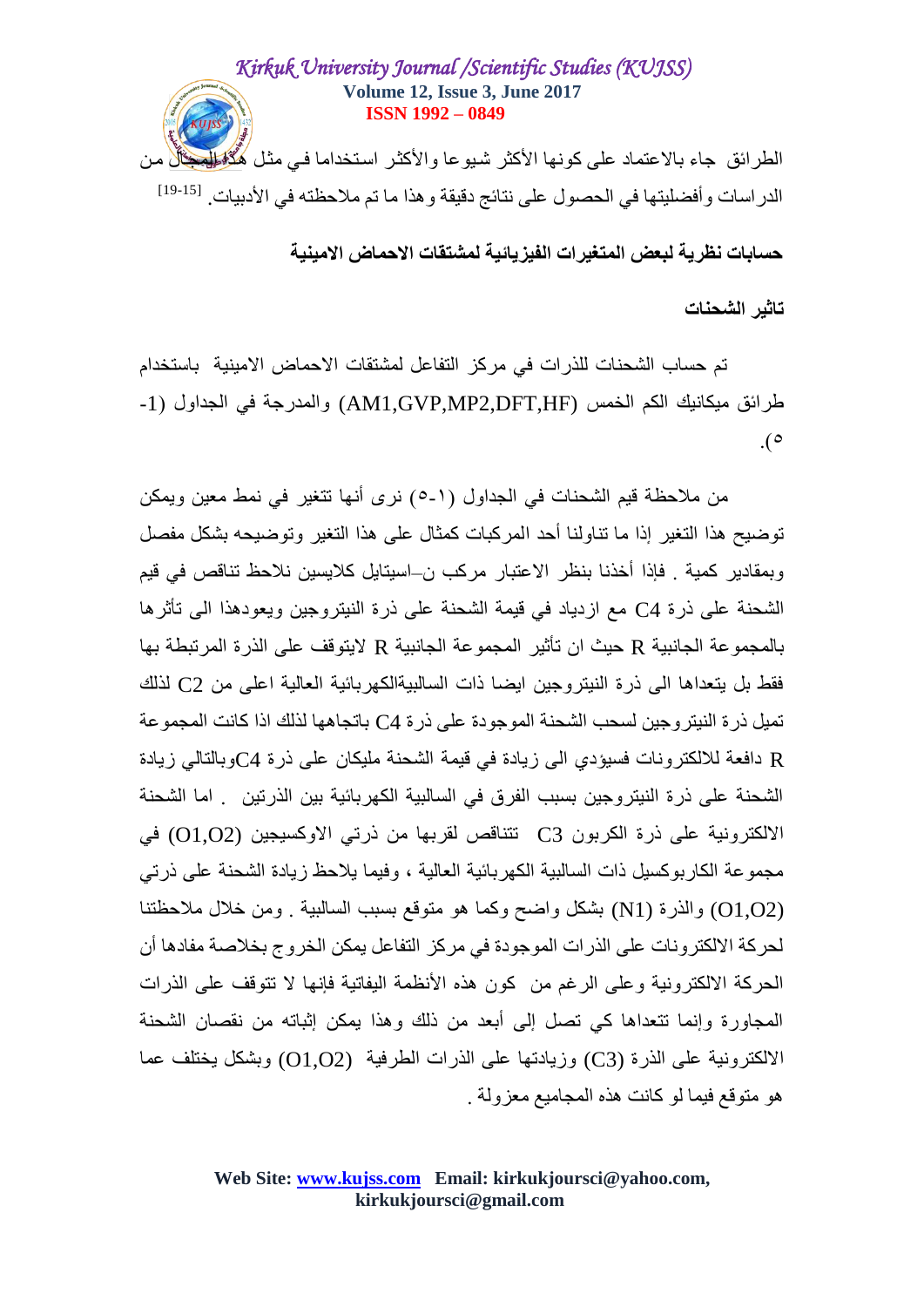الطرائق جاء بالاعتماد على كونها الأكثر شيوعا والأكثر استخداما في مثل هذا المجال من الدراسات وأفضليتها في الحصول على نتائج دقيقة وهذا ما تم ملاحظته في الأدبيات. [15-19]

## حسابات نظرية لبعض المتغيرات الفيزيائية لمشتقات الاحماض الامينية

### تاثير الشحنات

تم حساب الشحنات للذرات في مركز التفاعل لمشتقات الاحماض الامينية باستخدام طرائق ميكانيك الكم الخمس (AM1,GVP,MP2,DFT,HF) والمدرجة في الجداول (1-٥).

من ملاحظة قيم الشحنات في الجداول (١-٥) نرى أنها تتغير في نمط معين ويمكن توضيح هذا التغير إذا ما تناولنا أحد المركبات كمثال على هذا التغير وتوضيحه بشكل مفصل وبمقادير كمية . فإذا أخذنا بنظر الاعتبار مركب ن–اسيتايل كلايسين نلاحظ تناقص في قيم الشحنة على ذرة C4 مع ازدياد في قيمة الشحنة على ذرة النيتروجين ويعودهذا الى تأثرها بالمجموعة الجانبية R حيث ان تأثير المجموعة الجانبية R لايتوقف على الذرة المرتبطة بها فقط بل يتعداها الى ذرة النيتروجين ايضا ذات السالبيةالكهربائية العالية اعلى من C2 لذلك تميل ذرة النيتروجين لسحب الشحنة الموجودة على ذرة C4 باتجاهها لذلك اذا كانت المجموعة R دافعة للالكترونات فسيؤدي الى زيادة في قيمة الشحنة مليكان على ذرة C4وبالتالي زيادة الشحنة على ذرة النيتروجين بسبب الفرق في السالبية الكهربائية بين الذرتين . اما الشحنة الالكترونية على ذرة الكربون C3 تتناقص لقربها من ذرتي الاوكسيجين (O1,O2) في مجموعة الكاربوكسيل ذات السالبية الكهربائية العالية ، وفيما يلاحظ زيادة الشحنة على ذرتي (O1,O2) والذرة (N1) بشكل واضح وكما هو متوقع بسبب السالبية . ومن خلال ملاحظتنا لحركة الالكترونات على الذرات الموجودة في مركز التفاعل يمكن الخروج بخلاصة مفادها أن الحركة الالكترونية وعلى الرغم من كون هذه الأنظمة اليفاتية فإنها لا تتوقف على الذرات المجاورة وإنما تتعداها كي تصل إلى أبعد من ذلك وهذا يمكن إثباته من نقصان الشحنة الالكترونية على الذرة (C3) وزيادتها على الذرات الطرفية (O1,O2) وبشكل يختلف عما هو متوقع فيما لو كانت هذه المجاميع معزولة .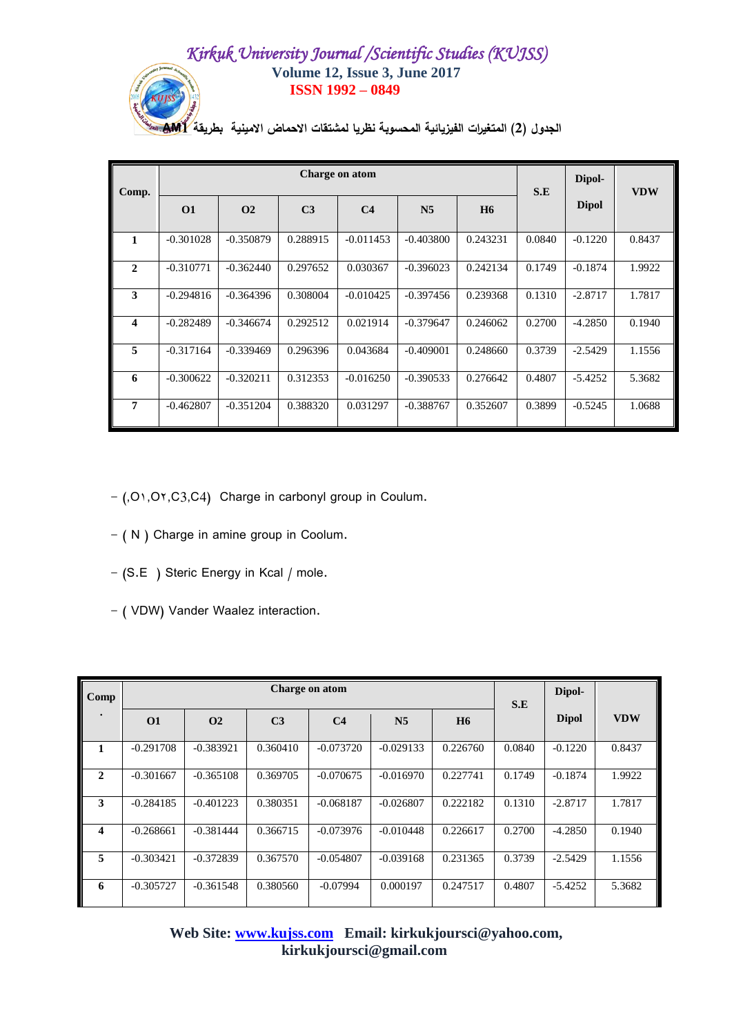الجدول (2) المتغيرات الفيزيائية المحسوبة نظريا لمشتقات الاحماض الامينية بطريقة AM1

| Comp. | Charge on atom | | | | | | S.E | Dipol-Dipol | VDW |
|---|---|---|---|---|---|---|---|---|---|
| | O1 | O2 | C3 | C4 | N5 | H6 | | | |
| 1 | -0.301028 | -0.350879 | 0.288915 | -0.011453 | -0.403800 | 0.243231 | 0.0840 | -0.1220 | 0.8437 |
| 2 | -0.310771 | -0.362440 | 0.297652 | 0.030367 | -0.396023 | 0.242134 | 0.1749 | -0.1874 | 1.9922 |
| 3 | -0.294816 | -0.364396 | 0.308004 | -0.010425 | -0.397456 | 0.239368 | 0.1310 | -2.8717 | 1.7817 |
| 4 | -0.282489 | -0.346674 | 0.292512 | 0.021914 | -0.379647 | 0.246062 | 0.2700 | -4.2850 | 0.1940 |
| 5 | -0.317164 | -0.339469 | 0.296396 | 0.043684 | -0.409001 | 0.248660 | 0.3739 | -2.5429 | 1.1556 |
| 6 | -0.300622 | -0.320211 | 0.312353 | -0.016250 | -0.390533 | 0.276642 | 0.4807 | -5.4252 | 5.3682 |
| 7 | -0.462807 | -0.351204 | 0.388320 | 0.031297 | -0.388767 | 0.352607 | 0.3899 | -0.5245 | 1.0688 |

- (,O١,O٢,C3,C4) Charge in carbonyl group in Coulum.
- ( N ) Charge in amine group in Coolum.
- (S.E ) Steric Energy in Kcal / mole.
- ( VDW) Vander Waalez interaction.

| Comp. | Charge on atom | | | | | | S.E | Dipol-Dipol | VDW |
|---|---|---|---|---|---|---|---|---|---|
| | O1 | O2 | C3 | C4 | N5 | H6 | | | |
| 1 | -0.291708 | -0.383921 | 0.360410 | -0.073720 | -0.029133 | 0.226760 | 0.0840 | -0.1220 | 0.8437 |
| 2 | -0.301667 | -0.365108 | 0.369705 | -0.070675 | -0.016970 | 0.227741 | 0.1749 | -0.1874 | 1.9922 |
| 3 | -0.284185 | -0.401223 | 0.380351 | -0.068187 | -0.026807 | 0.222182 | 0.1310 | -2.8717 | 1.7817 |
| 4 | -0.268661 | -0.381444 | 0.366715 | -0.073976 | -0.010448 | 0.226617 | 0.2700 | -4.2850 | 0.1940 |
| 5 | -0.303421 | -0.372839 | 0.367570 | -0.054807 | -0.039168 | 0.231365 | 0.3739 | -2.5429 | 1.1556 |
| 6 | -0.305727 | -0.361548 | 0.380560 | -0.07994 | 0.000197 | 0.247517 | 0.4807 | -5.4252 | 5.3682 |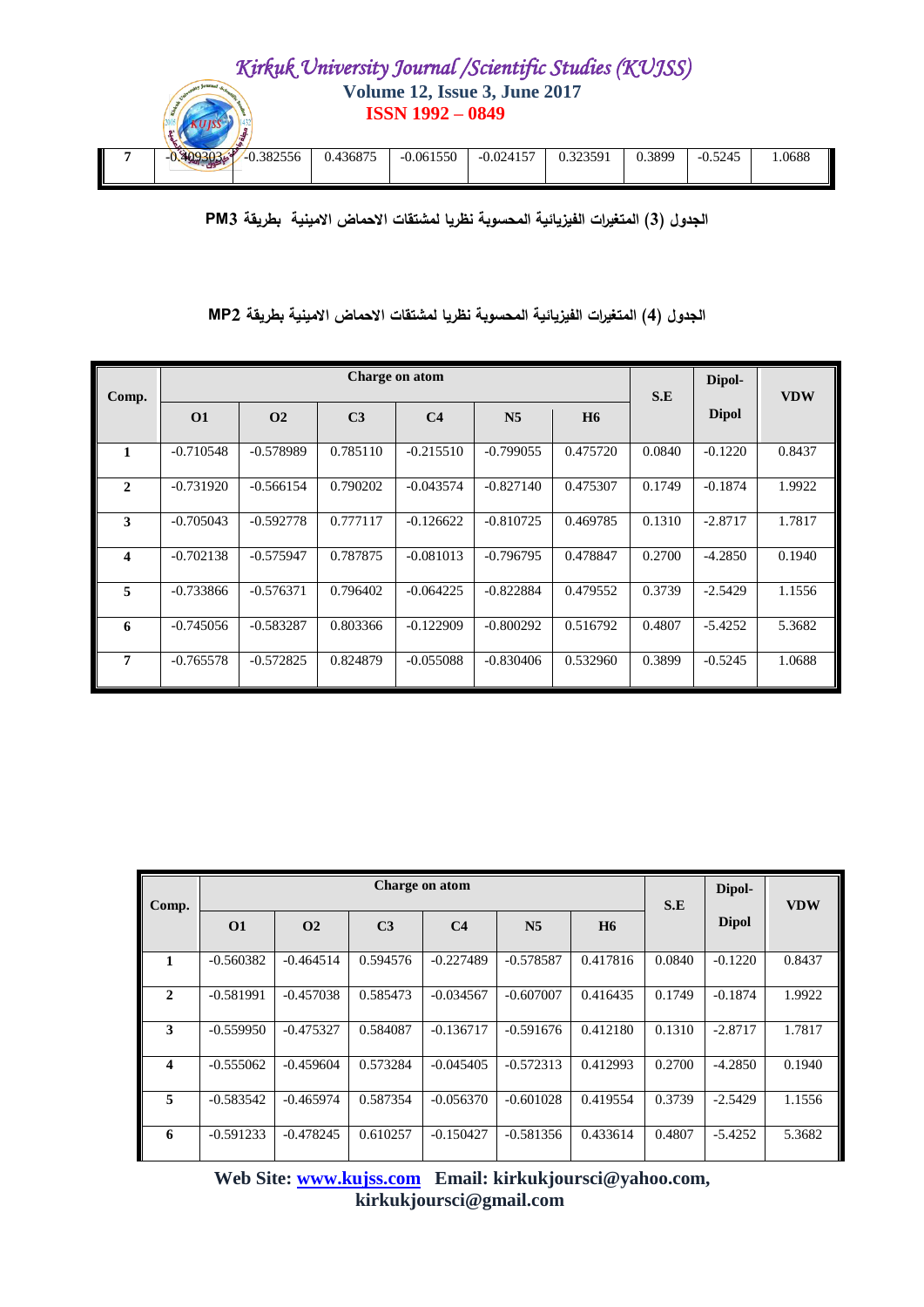| 7 | -0.409303 | -0.382556 | 0.436875 | -0.061550 | -0.024157 | 0.323591 | 0.3899 | -0.5245 | 1.0688 |
|---|---|---|---|---|---|---|---|---|---|

الجدول (3) المتغيرات الفيزيائية المحسوبة نظريا لمشتقات الاحماض الامينية  بطريقة PM3

الجدول (4) المتغيرات الفيزيائية المحسوبة نظريا لمشتقات الاحماض الامينية بطريقة MP2

| Comp. | Charge on atom | | | | | | S.E | Dipol-Dipol | VDW |
|---|---|---|---|---|---|---|---|---|---|
| | O1 | O2 | C3 | C4 | N5 | H6 | | | |
| 1 | -0.710548 | -0.578989 | 0.785110 | -0.215510 | -0.799055 | 0.475720 | 0.0840 | -0.1220 | 0.8437 |
| 2 | -0.731920 | -0.566154 | 0.790202 | -0.043574 | -0.827140 | 0.475307 | 0.1749 | -0.1874 | 1.9922 |
| 3 | -0.705043 | -0.592778 | 0.777117 | -0.126622 | -0.810725 | 0.469785 | 0.1310 | -2.8717 | 1.7817 |
| 4 | -0.702138 | -0.575947 | 0.787875 | -0.081013 | -0.796795 | 0.478847 | 0.2700 | -4.2850 | 0.1940 |
| 5 | -0.733866 | -0.576371 | 0.796402 | -0.064225 | -0.822884 | 0.479552 | 0.3739 | -2.5429 | 1.1556 |
| 6 | -0.745056 | -0.583287 | 0.803366 | -0.122909 | -0.800292 | 0.516792 | 0.4807 | -5.4252 | 5.3682 |
| 7 | -0.765578 | -0.572825 | 0.824879 | -0.055088 | -0.830406 | 0.532960 | 0.3899 | -0.5245 | 1.0688 |

| Comp. | Charge on atom | | | | | | S.E | Dipol-Dipol | VDW |
|---|---|---|---|---|---|---|---|---|---|
| | O1 | O2 | C3 | C4 | N5 | H6 | | | |
| 1 | -0.560382 | -0.464514 | 0.594576 | -0.227489 | -0.578587 | 0.417816 | 0.0840 | -0.1220 | 0.8437 |
| 2 | -0.581991 | -0.457038 | 0.585473 | -0.034567 | -0.607007 | 0.416435 | 0.1749 | -0.1874 | 1.9922 |
| 3 | -0.559950 | -0.475327 | 0.584087 | -0.136717 | -0.591676 | 0.412180 | 0.1310 | -2.8717 | 1.7817 |
| 4 | -0.555062 | -0.459604 | 0.573284 | -0.045405 | -0.572313 | 0.412993 | 0.2700 | -4.2850 | 0.1940 |
| 5 | -0.583542 | -0.465974 | 0.587354 | -0.056370 | -0.601028 | 0.419554 | 0.3739 | -2.5429 | 1.1556 |
| 6 | -0.591233 | -0.478245 | 0.610257 | -0.150427 | -0.581356 | 0.433614 | 0.4807 | -5.4252 | 5.3682 |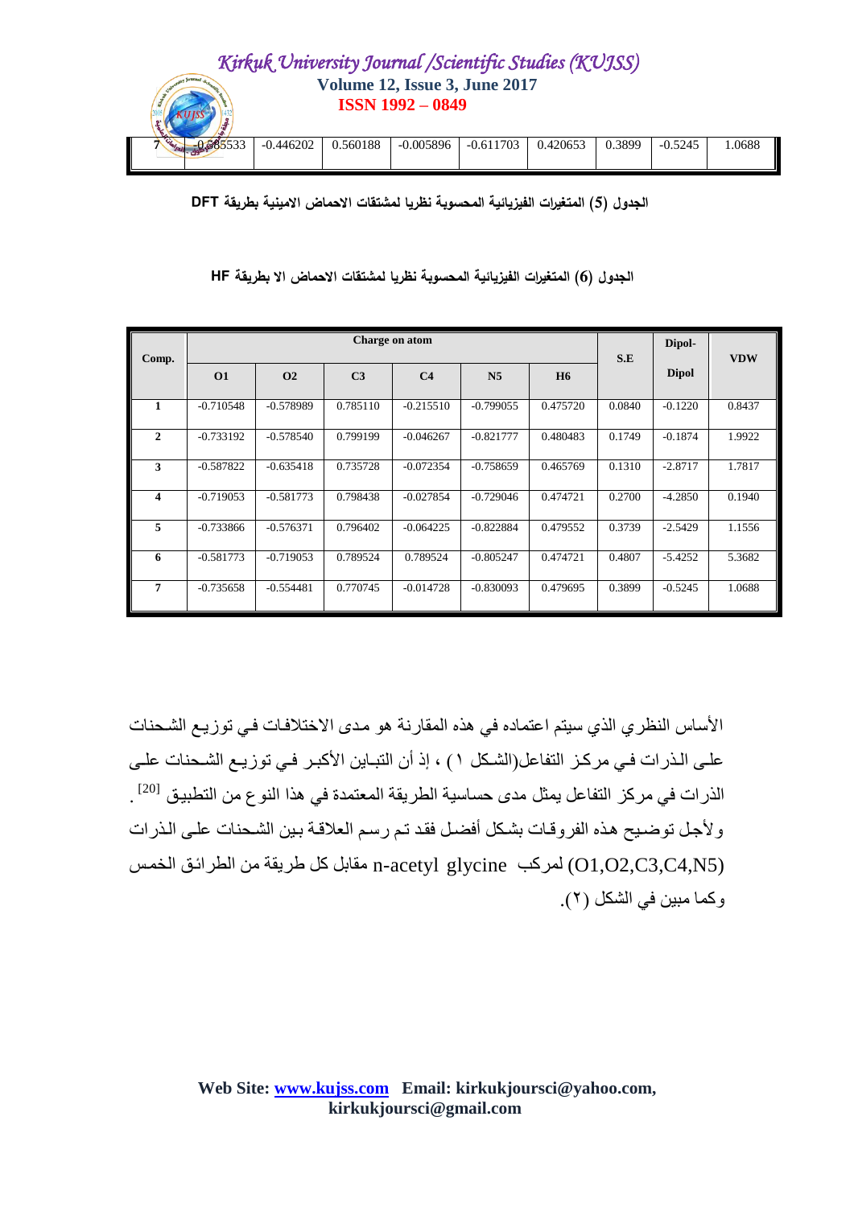| 7 | -0.685533 | -0.446202 | 0.560188 | -0.005896 | -0.611703 | 0.420653 | 0.3899 | -0.5245 | 1.0688 |
|---|---|---|---|---|---|---|---|---|---|

الجدول (5) المتغيرات الفيزيائية المحسوبة نظريا لمشتقات الاحماض الامينية بطريقة DFT

الجدول (6) المتغيرات الفيزيائية المحسوبة نظريا لمشتقات الاحماض الا بطريقة HF

| Comp. | Charge on atom | | | | | | S.E | Dipol- | VDW |
|---|---|---|---|---|---|---|---|---|---|
| | O1 | O2 | C3 | C4 | N5 | H6 | | Dipol | |
| 1 | -0.710548 | -0.578989 | 0.785110 | -0.215510 | -0.799055 | 0.475720 | 0.0840 | -0.1220 | 0.8437 |
| 2 | -0.733192 | -0.578540 | 0.799199 | -0.046267 | -0.821777 | 0.480483 | 0.1749 | -0.1874 | 1.9922 |
| 3 | -0.587822 | -0.635418 | 0.735728 | -0.072354 | -0.758659 | 0.465769 | 0.1310 | -2.8717 | 1.7817 |
| 4 | -0.719053 | -0.581773 | 0.798438 | -0.027854 | -0.729046 | 0.474721 | 0.2700 | -4.2850 | 0.1940 |
| 5 | -0.733866 | -0.576371 | 0.796402 | -0.064225 | -0.822884 | 0.479552 | 0.3739 | -2.5429 | 1.1556 |
| 6 | -0.581773 | -0.719053 | 0.789524 | 0.789524 | -0.805247 | 0.474721 | 0.4807 | -5.4252 | 5.3682 |
| 7 | -0.735658 | -0.554481 | 0.770745 | -0.014728 | -0.830093 | 0.479695 | 0.3899 | -0.5245 | 1.0688 |

الأساس النظري الذي سيتم اعتماده في هذه المقارنة هو مدى الاختلافات في توزيع الشحنات على الذرات في مركز التفاعل(الشكل ١) ، إذ أن التباين الأكبر في توزيع الشحنات على الذرات في مركز التفاعل يمثل مدى حساسية الطريقة المعتمدة في هذا النوع من التطبيق [20]. ولأجل توضيح هذه الفروقات بشكل أفضل فقد تم رسم العلاقة بين الشحنات على الذرات (O1,O2,C3,C4,N5) لمركب n-acetyl glycine مقابل كل طريقة من الطرائق الخمس وكما مبين في الشكل (٢).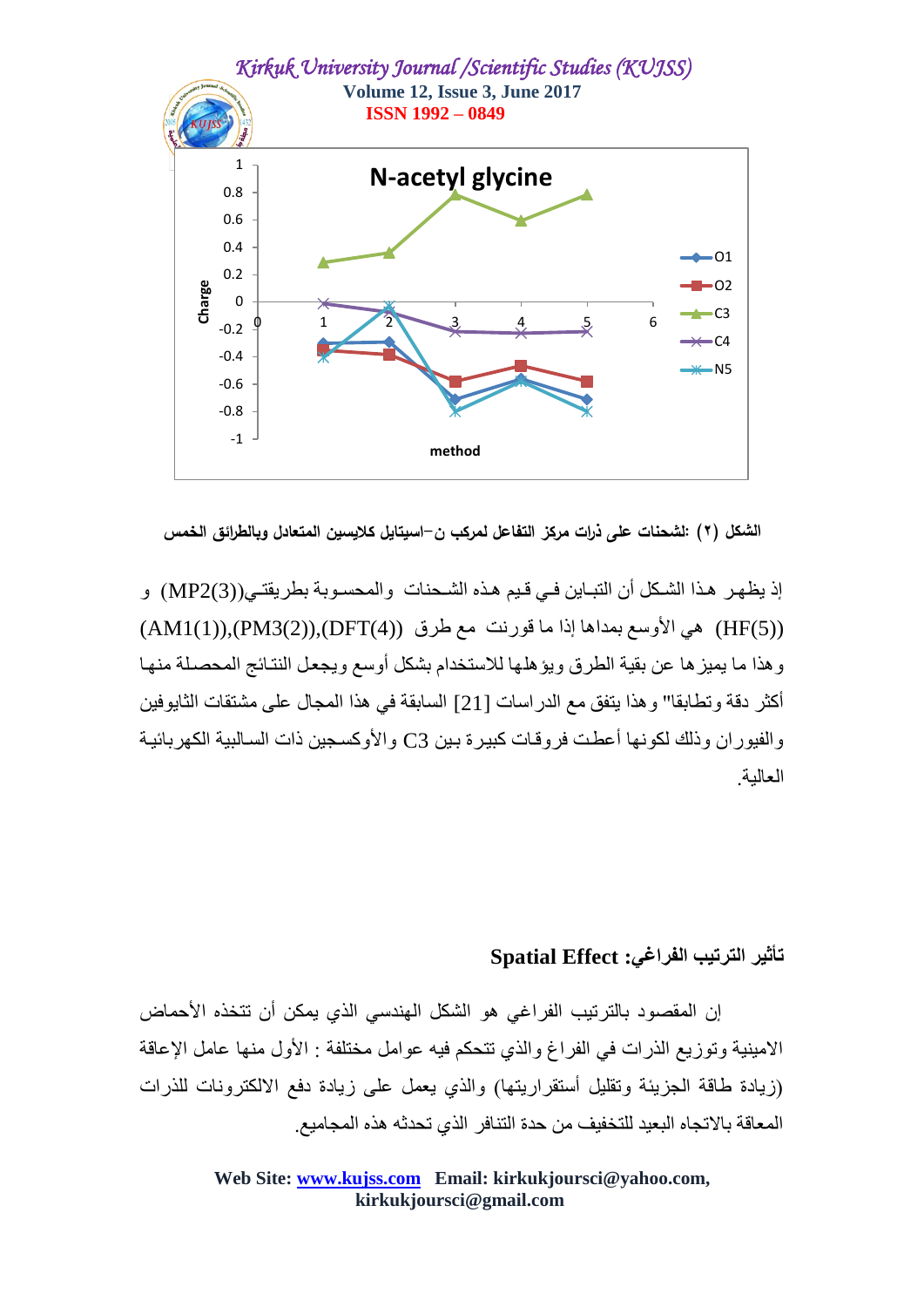الشكل (٢) :الشحنات على ذرات مركز التفاعل لمركب ن–اسيتايل كلايسين المتعادل وبالطرائق الخمس

إذ يظهر هذا الشكل أن التباين في قيم هذه الشحنات والمحسوبة بطريقتي((MP2(3)) و ((HF(5)) هي الأوسع بمداها إذا ما قورنت مع طرق ((AM1(1)),(PM3(2)),(DFT(4)) وهذا ما يميزها عن بقية الطرق ويؤهلها للاستخدام بشكل أوسع ويجعل النتائج المحصلة منها أكثر دقة وتطابقا" وهذا يتفق مع الدراسات [21] السابقة في هذا المجال على مشتقات الثايوفين والفيوران وذلك لكونها أعطت فروقات كبيرة بين C3 والأوكسجين ذات السالبية الكهربائية العالية.

## تأثير الترتيب الفراغي: Spatial Effect

إن المقصود بالترتيب الفراغي هو الشكل الهندسي الذي يمكن أن تتخذه الأحماض الامينية وتوزيع الذرات في الفراغ والذي تتحكم فيه عوامل مختلفة : الأول منها عامل الإعاقة (زيادة طاقة الجزيئة وتقليل أستقراريتها) والذي يعمل على زيادة دفع الالكترونات للذرات المعاقة بالاتجاه البعيد للتخفيف من حدة التنافر الذي تحدثه هذه المجاميع.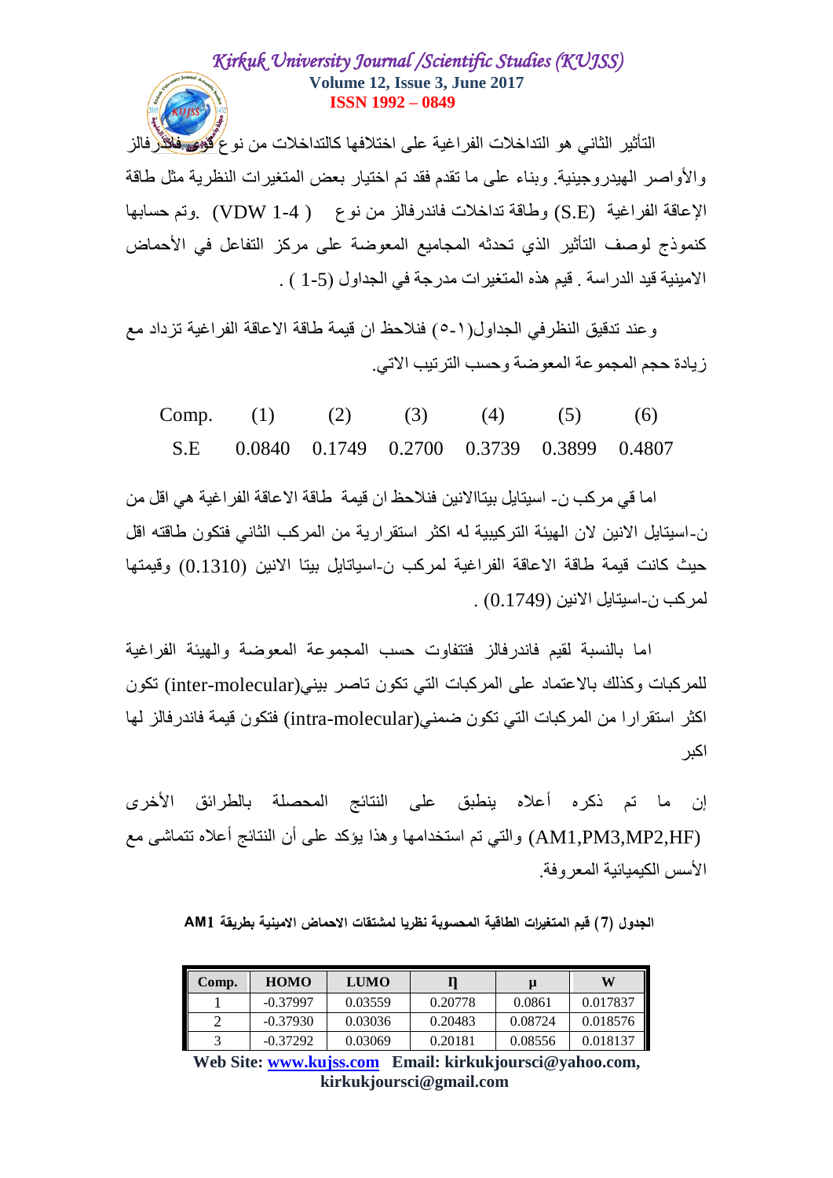التأثير الثاني هو التداخلات الفراغية على اختلافها كالتداخلات من نوع قوى فاندرفالز والأواصر الهيدروجينية. وبناء على ما تقدم فقد تم اختيار بعض المتغيرات النظرية مثل طاقة الإعاقة الفراغية (S.E) وطاقة تداخلات فاندرفالز من نوع (VDW 1-4 ) .وتم حسابها كنموذج لوصف التأثير الذي تحدثه المجاميع المعوضة على مركز التفاعل في الأحماض الامينية قيد الدراسة . قيم هذه المتغيرات مدرجة في الجداول (1-5 ) .

وعند تدقيق النظرفي الجداول(١-٥) فنلاحظ ان قيمة طاقة الاعاقة الفراغية تزداد مع زيادة حجم المجموعة المعوضة وحسب الترتيب الاتي.

| Comp. | (1) | (2) | (3) | (4) | (5) | (6) |
|---|---|---|---|---|---|---|
| S.E | 0.0840 | 0.1749 | 0.2700 | 0.3739 | 0.3899 | 0.4807 |

اما في مركب ن- اسيتايل بيتاالانين فنلاحظ ان قيمة طاقة الاعاقة الفراغية هي اقل من ن-اسيتايل الانين لان الهيئة التركيبية له اكثر استقرارية من المركب الثاني فتكون طاقته اقل حيث كانت قيمة طاقة الاعاقة الفراغية لمركب ن-اسياتايل بيتا الانين (0.1310) وقيمتها لمركب ن-اسيتايل الانين (0.1749) .

اما بالنسبة لقيم فاندرفالز فتتفاوت حسب المجموعة المعوضة والهيئة الفراغية للمركبات وكذلك بالاعتماد على المركبات التي تكون تاصر بيني(inter-molecular) تكون اكثر استقرارا من المركبات التي تكون ضمني(intra-molecular) فتكون قيمة فاندرفالز لها اكبر

إن ما تم ذكره أعلاه ينطبق على النتائج المحصلة بالطرائق الأخرى (AM1,PM3,MP2,HF) والتي تم استخدامها وهذا يؤكد على أن النتائج أعلاه تتماشى مع الأسس الكيميائية المعروفة.

**الجدول (7) قيم المتغيرات الطاقية المحسوبة نظريا لمشتقات الاحماض الامينية بطريقة AM1**

| Comp. | HOMO | LUMO | η | µ | W |
|---|---|---|---|---|---|
| 1 | -0.37997 | 0.03559 | 0.20778 | 0.0861 | 0.017837 |
| 2 | -0.37930 | 0.03036 | 0.20483 | 0.08724 | 0.018576 |
| 3 | -0.37292 | 0.03069 | 0.20181 | 0.08556 | 0.018137 |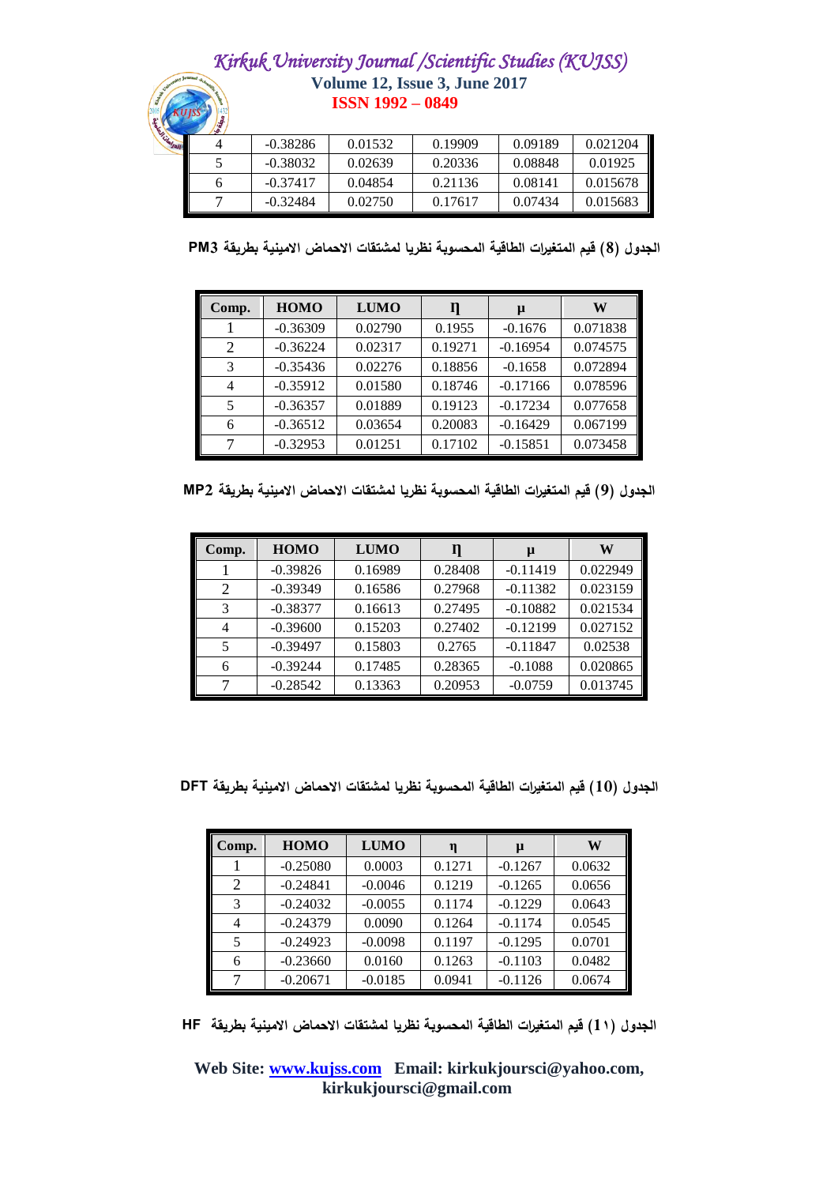| 4 | -0.38286 | 0.01532 | 0.19909 | 0.09189 | 0.021204 |
|---|---|---|---|---|---|
| 5 | -0.38032 | 0.02639 | 0.20336 | 0.08848 | 0.01925 |
| 6 | -0.37417 | 0.04854 | 0.21136 | 0.08141 | 0.015678 |
| 7 | -0.32484 | 0.02750 | 0.17617 | 0.07434 | 0.015683 |

الجدول (8) قيم المتغيرات الطاقية المحسوبة نظريا لمشتقات الاحماض الامينية بطريقة PM3

| Comp. | HOMO | LUMO | η | μ | W |
|---|---|---|---|---|---|
| 1 | -0.36309 | 0.02790 | 0.1955 | -0.1676 | 0.071838 |
| 2 | -0.36224 | 0.02317 | 0.19271 | -0.16954 | 0.074575 |
| 3 | -0.35436 | 0.02276 | 0.18856 | -0.1658 | 0.072894 |
| 4 | -0.35912 | 0.01580 | 0.18746 | -0.17166 | 0.078596 |
| 5 | -0.36357 | 0.01889 | 0.19123 | -0.17234 | 0.077658 |
| 6 | -0.36512 | 0.03654 | 0.20083 | -0.16429 | 0.067199 |
| 7 | -0.32953 | 0.01251 | 0.17102 | -0.15851 | 0.073458 |

الجدول (9) قيم المتغيرات الطاقية المحسوبة نظريا لمشتقات الاحماض الامينية بطريقة MP2

| Comp. | HOMO | LUMO | η | μ | W |
|---|---|---|---|---|---|
| 1 | -0.39826 | 0.16989 | 0.28408 | -0.11419 | 0.022949 |
| 2 | -0.39349 | 0.16586 | 0.27968 | -0.11382 | 0.023159 |
| 3 | -0.38377 | 0.16613 | 0.27495 | -0.10882 | 0.021534 |
| 4 | -0.39600 | 0.15203 | 0.27402 | -0.12199 | 0.027152 |
| 5 | -0.39497 | 0.15803 | 0.2765 | -0.11847 | 0.02538 |
| 6 | -0.39244 | 0.17485 | 0.28365 | -0.1088 | 0.020865 |
| 7 | -0.28542 | 0.13363 | 0.20953 | -0.0759 | 0.013745 |

الجدول (10) قيم المتغيرات الطاقية المحسوبة نظريا لمشتقات الاحماض الامينية بطريقة DFT

| Comp. | HOMO | LUMO | η | μ | W |
|---|---|---|---|---|---|
| 1 | -0.25080 | 0.0003 | 0.1271 | -0.1267 | 0.0632 |
| 2 | -0.24841 | -0.0046 | 0.1219 | -0.1265 | 0.0656 |
| 3 | -0.24032 | -0.0055 | 0.1174 | -0.1229 | 0.0643 |
| 4 | -0.24379 | 0.0090 | 0.1264 | -0.1174 | 0.0545 |
| 5 | -0.24923 | -0.0098 | 0.1197 | -0.1295 | 0.0701 |
| 6 | -0.23660 | 0.0160 | 0.1263 | -0.1103 | 0.0482 |
| 7 | -0.20671 | -0.0185 | 0.0941 | -0.1126 | 0.0674 |

الجدول (١١) قيم المتغيرات الطاقية المحسوبة نظريا لمشتقات الاحماض الامينية بطريقة HF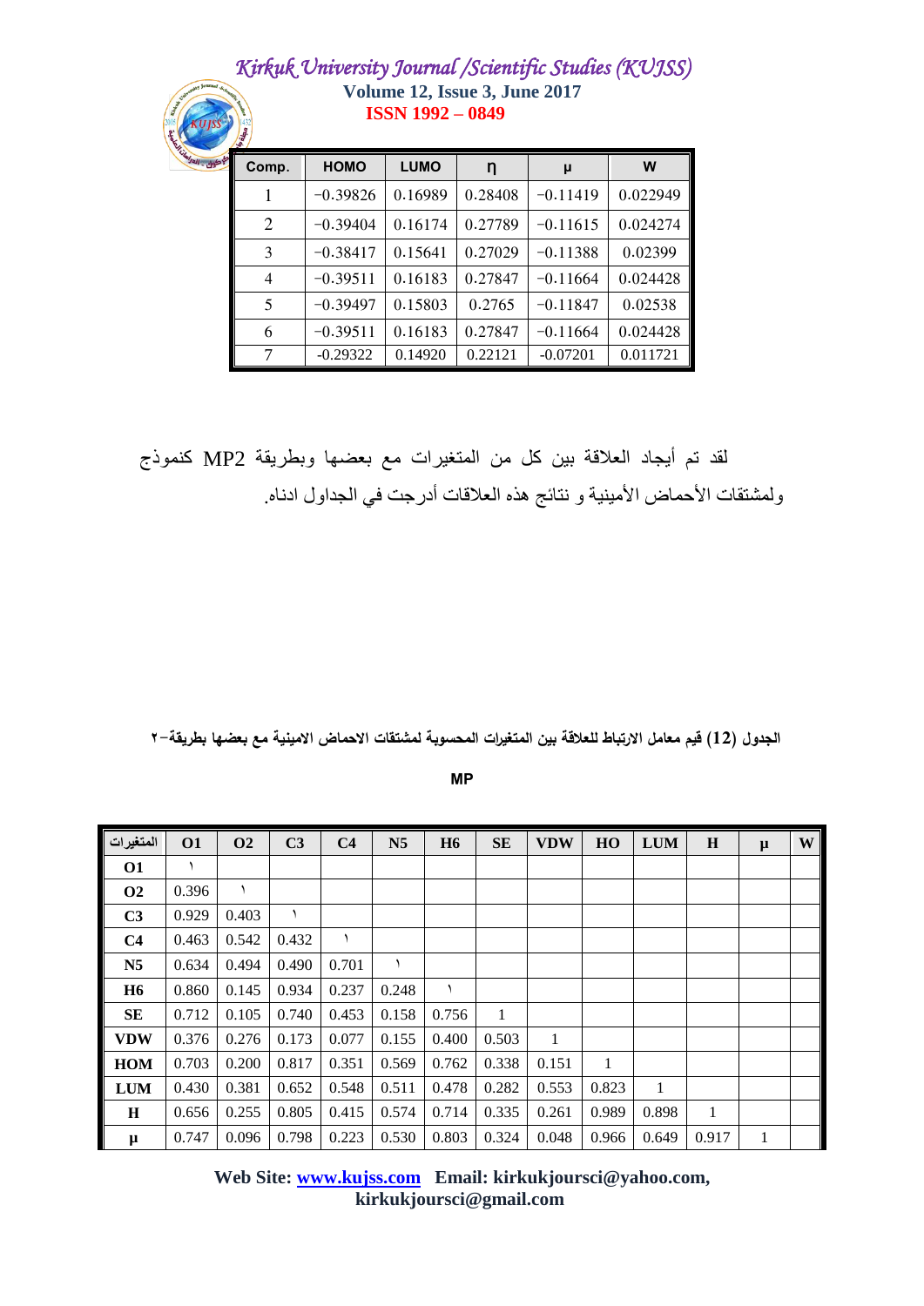| Comp. | HOMO | LUMO | η | μ | W |
|---|---|---|---|---|---|
| 1 | −0.39826 | 0.16989 | 0.28408 | −0.11419 | 0.022949 |
| 2 | −0.39404 | 0.16174 | 0.27789 | −0.11615 | 0.024274 |
| 3 | −0.38417 | 0.15641 | 0.27029 | −0.11388 | 0.02399 |
| 4 | −0.39511 | 0.16183 | 0.27847 | −0.11664 | 0.024428 |
| 5 | −0.39497 | 0.15803 | 0.2765 | −0.11847 | 0.02538 |
| 6 | −0.39511 | 0.16183 | 0.27847 | −0.11664 | 0.024428 |
| 7 | -0.29322 | 0.14920 | 0.22121 | -0.07201 | 0.011721 |

لقد تم أيجاد العلاقة بين كل من المتغيرات مع بعضها وبطريقة MP2 كنموذج ولمشتقات الأحماض الأمينية و نتائج هذه العلاقات أدرجت في الجداول ادناه.

**الجدول (12) قيم معامل الارتباط للعلاقة بين المتغيرات المحسوبة لمشتقات الاحماض الامينية مع بعضها بطريقة-٢ MP**

| المتغيرات | O1 | O2 | C3 | C4 | N5 | H6 | SE | VDW | HO | LUM | H | μ | W |
|---|---|---|---|---|---|---|---|---|---|---|---|---|---|
| **O1** | ١ | | | | | | | | | | | | |
| **O2** | 0.396 | ١ | | | | | | | | | | | |
| **C3** | 0.929 | 0.403 | ١ | | | | | | | | | | |
| **C4** | 0.463 | 0.542 | 0.432 | ١ | | | | | | | | | |
| **N5** | 0.634 | 0.494 | 0.490 | 0.701 | ١ | | | | | | | | |
| **H6** | 0.860 | 0.145 | 0.934 | 0.237 | 0.248 | ١ | | | | | | | |
| **SE** | 0.712 | 0.105 | 0.740 | 0.453 | 0.158 | 0.756 | 1 | | | | | | |
| **VDW** | 0.376 | 0.276 | 0.173 | 0.077 | 0.155 | 0.400 | 0.503 | 1 | | | | | |
| **HOM** | 0.703 | 0.200 | 0.817 | 0.351 | 0.569 | 0.762 | 0.338 | 0.151 | 1 | | | | |
| **LUM** | 0.430 | 0.381 | 0.652 | 0.548 | 0.511 | 0.478 | 0.282 | 0.553 | 0.823 | 1 | | | |
| **H** | 0.656 | 0.255 | 0.805 | 0.415 | 0.574 | 0.714 | 0.335 | 0.261 | 0.989 | 0.898 | 1 | | |
| **μ** | 0.747 | 0.096 | 0.798 | 0.223 | 0.530 | 0.803 | 0.324 | 0.048 | 0.966 | 0.649 | 0.917 | 1 | |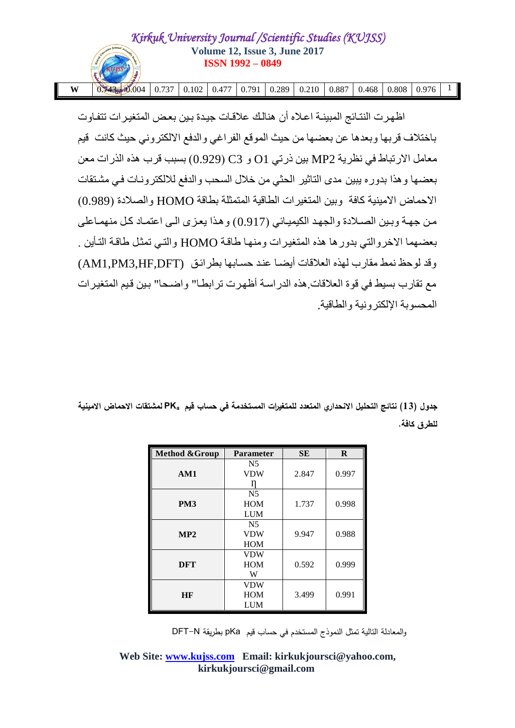| W | 0.742 | 0.004 | 0.737 | 0.102 | 0.477 | 0.791 | 0.289 | 0.210 | 0.887 | 0.468 | 0.808 | 0.976 | 1 |
|---|---|---|---|---|---|---|---|---|---|---|---|---|---|

اظهرت النتائج المبينة اعلاه أن هنالك علاقات جيدة بين بعض المتغيرات تتفاوت باختلاف قربها وبعدها عن بعضها من حيث الموقع الفراغي والدفع الالكتروني حيث كانت قيم معامل الارتباط في نظرية MP2 بين ذرتي O1 و C3 (0.929) بسبب قرب هذه الذرات معن بعضها وهذا بدوره يبين مدى التاثير الحثي من خلال السحب والدفع للالكترونات في مشتقات الاحماض الامينية كافة وبين المتغيرات الطاقية المتمثلة بطاقة HOMO والصلادة (0.989) من جهة وبين الصلادة والجهد الكيميائي (0.917) وهذا يعزى الى اعتماد كل منهما على بعضهما الاخروالتي بدورها هذه المتغيرات ومنها طاقة HOMO والتي تمثل طاقة التأين . وقد لوحظ نمط مقارب لهذه العلاقات أيضا عند حسابها بطرائق (AM1,PM3,HF,DFT) مع تقارب بسيط في قوة العلاقات.هذه الدراسة أظهرت ترابطا" واضحا" بين قيم المتغيرات المحسوبة الإلكترونية والطاقية.

**جدول (13) نتائج التحليل الانحداري المتعدد للمتغيرات المستخدمة في حساب قيم $PK_a$ لمشتقات الاحماض الامينية للطرق كافة.**

| Method &Group | Parameter | SE | R |
|---|---|---|---|
| AM1 | N5<br>VDW<br>η | 2.847 | 0.997 |
| PM3 | N5<br>HOM<br>LUM | 1.737 | 0.998 |
| MP2 | N5<br>VDW<br>HOM | 9.947 | 0.988 |
| DFT | VDW<br>HOM<br>W | 0.592 | 0.999 |
| HF | VDW<br>HOM<br>LUM | 3.499 | 0.991 |

والمعادلة التالية تمثل النموذج المستخدم في حساب قيم pKa بطريقة DFT−N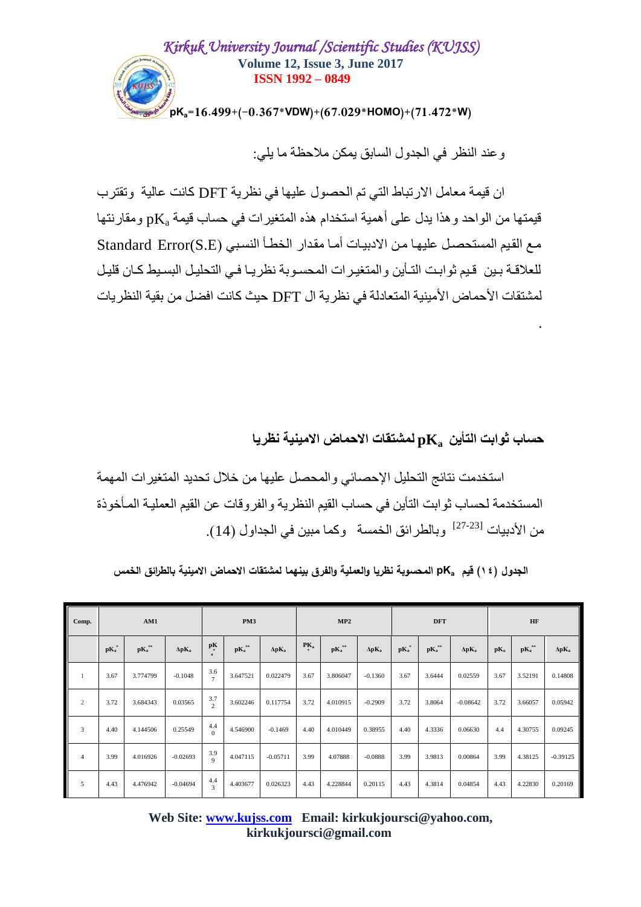$$pK_a=16.499+(-0.367*VDW)+(67.029*HOMO)+(71.472*W)$$

وعند النظر في الجدول السابق يمكن ملاحظة ما يلي:

ان قيمة معامل الارتباط التي تم الحصول عليها في نظرية DFT كانت عالية وتقترب قيمتها من الواحد وهذا يدل على أهمية استخدام هذه المتغيرات في حساب قيمة $pK_a$ ومقارنتها مع القيم المستحصل عليها من الادبيات أما مقدار الخطأ النسبي Standard Error(S.E) للعلاقة بين قيم ثوابت التأين والمتغيرات المحسوبة نظريا في التحليل البسيط كان قليل لمشتقات الأحماض الأمينية المتعادلة في نظرية ال DFT حيث كانت افضل من بقية النظريات

.

## حساب ثوابت التأين $pK_a$ لمشتقات الاحماض الامينية نظريا

استخدمت نتائج التحليل الإحصائي والمحصل عليها من خلال تحديد المتغيرات المهمة المستخدمة لحساب ثوابت التأين في حساب القيم النظرية والفروقات عن القيم العملية المأخوذة من الأدبيات [27-23] وبالطرائق الخمسة وكما مبين في الجداول (14).

**الجدول (١٤) قيم $pK_a$ المحسوبة نظريا والعملية والفرق بينهما لمشتقات الاحماض الامينية بالطرائق الخمس**

| Comp. | AM1 | | | PM3 | | | MP2 | | | DFT | | | HF | | |
|---|---|---|---|---|---|---|---|---|---|---|---|---|---|---|---|
| | $pK_a^*$ | $pK_a^{**}$ | $\Delta pK_a$ | $pK_a^*$ | $pK_a^{**}$ | $\Delta pK_a$ | $PK_a^*$ | $pK_a^{**}$ | $\Delta pK_a$ | $pK_a^*$ | $pK_a^{**}$ | $\Delta pK_a$ | $pK_a$ | $pK_a^{**}$ | $\Delta pK_a$ |
| 1 | 3.67 | 3.774799 | -0.1048 | 3.67 | 3.647521 | 0.022479 | 3.67 | 3.806047 | -0.1360 | 3.67 | 3.6444 | 0.02559 | 3.67 | 3.52191 | 0.14808 |
| 2 | 3.72 | 3.684343 | 0.03565 | 3.72 | 3.602246 | 0.117754 | 3.72 | 4.010915 | -0.2909 | 3.72 | 3.8064 | -0.08642 | 3.72 | 3.66057 | 0.05942 |
| 3 | 4.40 | 4.144506 | 0.25549 | 4.40 | 4.546900 | -0.1469 | 4.40 | 4.010449 | 0.38955 | 4.40 | 4.3336 | 0.06630 | 4.4 | 4.30755 | 0.09245 |
| 4 | 3.99 | 4.016926 | -0.02693 | 3.99 | 4.047115 | -0.05711 | 3.99 | 4.07888 | -0.0888 | 3.99 | 3.9813 | 0.00864 | 3.99 | 4.38125 | -0.39125 |
| 5 | 4.43 | 4.476942 | -0.04694 | 4.43 | 4.403677 | 0.026323 | 4.43 | 4.228844 | 0.20115 | 4.43 | 4.3814 | 0.04854 | 4.43 | 4.22830 | 0.20169 |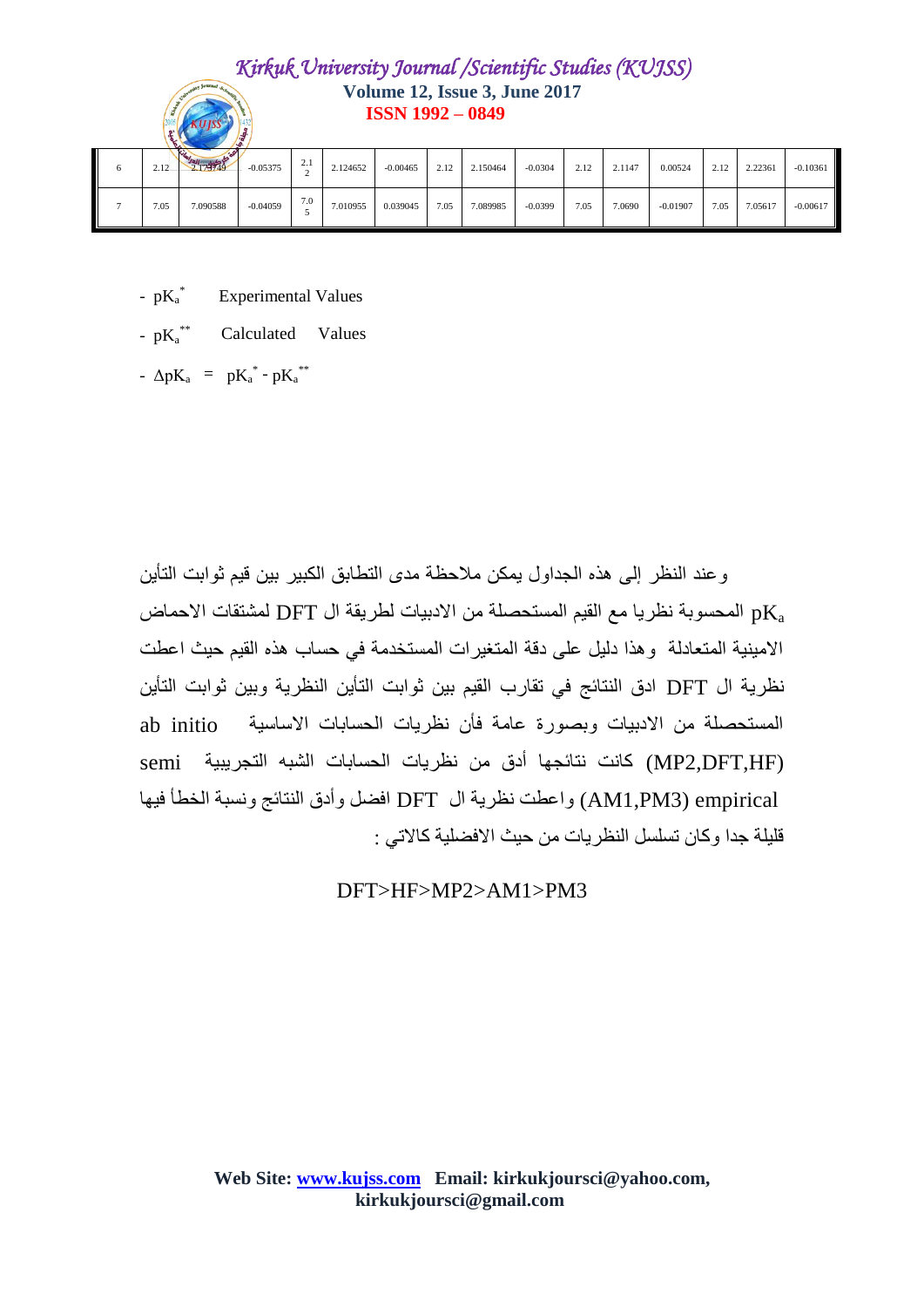| 6 | 2.12 | 2.173749 | -0.05375 | 2.12 | 2.124652 | -0.00465 | 2.12 | 2.150464 | -0.0304 | 2.12 | 2.1147 | 0.00524 | 2.12 | 2.22361 | -0.10361 |
|---|---|---|---|---|---|---|---|---|---|---|---|---|---|---|---|
| 7 | 7.05 | 7.090588 | -0.04059 | 7.05 | 7.010955 | 0.039045 | 7.05 | 7.089985 | -0.0399 | 7.05 | 7.0690 | -0.01907 | 7.05 | 7.05617 | -0.00617 |

- $pK_a^*$ Experimental Values
- $pK_a^{**}$ Calculated Values
- $\Delta pK_a = pK_a^* - pK_a^{**}$

وعند النظر إلى هذه الجداول يمكن ملاحظة مدى التطابق الكبير بين قيم ثوابت التأين $pK_a$ المحسوبة نظريا مع القيم المستحصلة من الادبيات لطريقة ال DFT لمشتقات الاحماض الامينية المتعادلة وهذا دليل على دقة المتغيرات المستخدمة في حساب هذه القيم حيث اعطت نظرية ال DFT ادق النتائج في تقارب القيم بين ثوابت التأين النظرية وبين ثوابت التأين المستحصلة من الادبيات وبصورة عامة فأن نظريات الحسابات الاساسية ab initio (MP2,DFT,HF) كانت نتائجها أدق من نظريات الحسابات الشبه التجريبية semi empirical (AM1,PM3) واعطت نظرية ال DFT افضل وأدق النتائج ونسبة الخطأ فيها قليلة جدا وكان تسلسل النظريات من حيث الافضلية كالاتي :

DFT>HF>MP2>AM1>PM3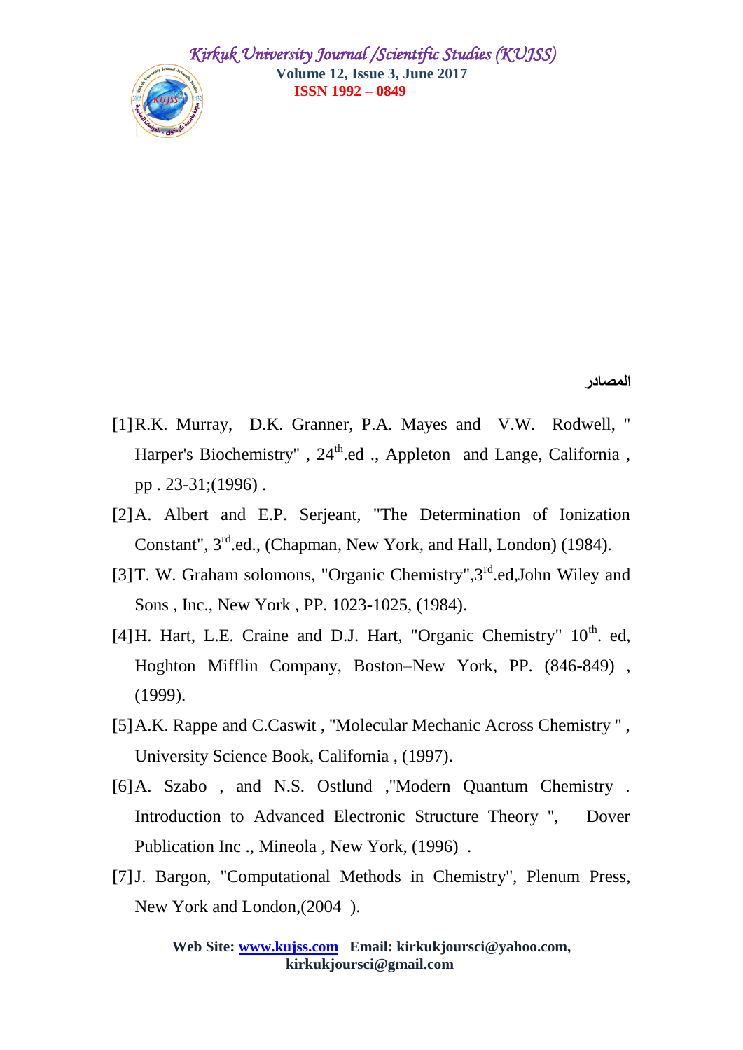## المصادر

[1] R.K. Murray, D.K. Granner, P.A. Mayes and V.W. Rodwell, " Harper's Biochemistry" , 24th.ed ., Appleton and Lange, California , pp . 23-31;(1996) .

[2] A. Albert and E.P. Serjeant, "The Determination of Ionization Constant", 3rd.ed., (Chapman, New York, and Hall, London) (1984).

[3] T. W. Graham solomons, "Organic Chemistry",3rd.ed,John Wiley and Sons , Inc., New York , PP. 1023-1025, (1984).

[4] H. Hart, L.E. Craine and D.J. Hart, "Organic Chemistry" 10th. ed, Hoghton Mifflin Company, Boston–New York, PP. (846-849) , (1999).

[5] A.K. Rappe and C.Caswit , "Molecular Mechanic Across Chemistry " , University Science Book, California , (1997).

[6] A. Szabo , and N.S. Ostlund ,"Modern Quantum Chemistry . Introduction to Advanced Electronic Structure Theory ", Dover Publication Inc ., Mineola , New York, (1996) .

[7] J. Bargon, "Computational Methods in Chemistry", Plenum Press, New York and London,(2004 ).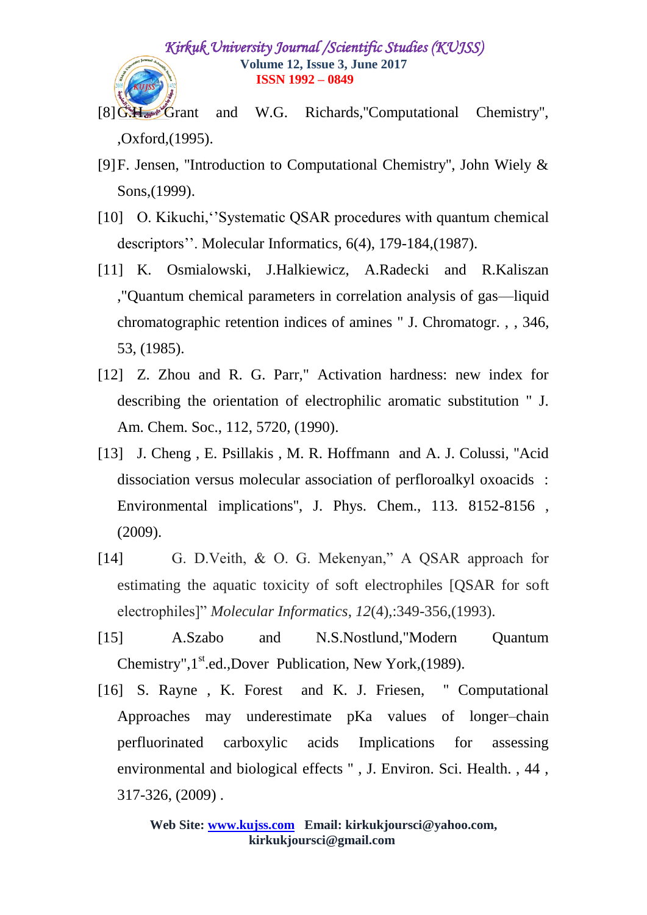[8] G.H. Grant and W.G. Richards,"Computational Chemistry", ,Oxford,(1995).

[9] F. Jensen, "Introduction to Computational Chemistry", John Wiely & Sons,(1999).

[10] O. Kikuchi,‘’Systematic QSAR procedures with quantum chemical descriptors’’. Molecular Informatics, 6(4), 179-184,(1987).

[11] K. Osmialowski, J.Halkiewicz, A.Radecki and R.Kaliszan ,"Quantum chemical parameters in correlation analysis of gas—liquid chromatographic retention indices of amines " J. Chromatogr. , , 346, 53, (1985).

[12] Z. Zhou and R. G. Parr," Activation hardness: new index for describing the orientation of electrophilic aromatic substitution " J. Am. Chem. Soc., 112, 5720, (1990).

[13] J. Cheng , E. Psillakis , M. R. Hoffmann and A. J. Colussi, "Acid dissociation versus molecular association of perfloroalkyl oxoacids : Environmental implications", J. Phys. Chem., 113. 8152-8156 , (2009).

[14] G. D.Veith, & O. G. Mekenyan," A QSAR approach for estimating the aquatic toxicity of soft electrophiles [QSAR for soft electrophiles]" *Molecular Informatics*, *12*(4),:349-356,(1993).

[15] A.Szabo and N.S.Nostlund,"Modern Quantum Chemistry",1st.ed.,Dover Publication, New York,(1989).

[16] S. Rayne , K. Forest and K. J. Friesen, " Computational Approaches may underestimate pKa values of longer–chain perfluorinated carboxylic acids Implications for assessing environmental and biological effects " , J. Environ. Sci. Health. , 44 , 317-326, (2009) .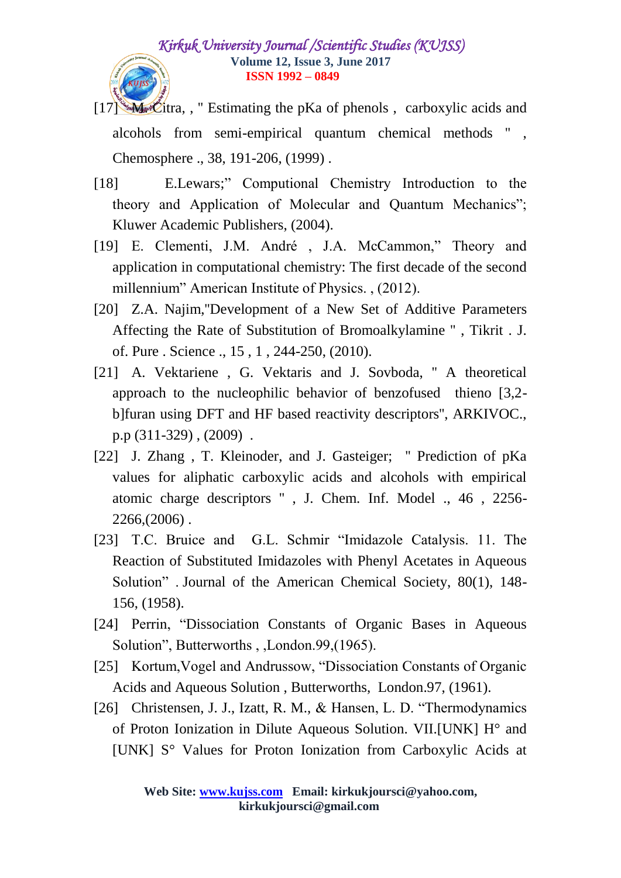[17] M. Citra, , " Estimating the pKa of phenols , carboxylic acids and alcohols from semi-empirical quantum chemical methods " , Chemosphere ., 38, 191-206, (1999) .

[18] E.Lewars;" Computional Chemistry Introduction to the theory and Application of Molecular and Quantum Mechanics"; Kluwer Academic Publishers, (2004).

[19] E. Clementi, J.M. André , J.A. McCammon," Theory and application in computational chemistry: The first decade of the second millennium" American Institute of Physics. , (2012).

[20] Z.A. Najim,"Development of a New Set of Additive Parameters Affecting the Rate of Substitution of Bromoalkylamine " , Tikrit . J. of. Pure . Science ., 15 , 1 , 244-250, (2010).

[21] A. Vektariene , G. Vektaris and J. Sovboda, " A theoretical approach to the nucleophilic behavior of benzofused thieno [3,2-b]furan using DFT and HF based reactivity descriptors", ARKIVOC., p.p (311-329) , (2009) .

[22] J. Zhang , T. Kleinoder, and J. Gasteiger; " Prediction of pKa values for aliphatic carboxylic acids and alcohols with empirical atomic charge descriptors " , J. Chem. Inf. Model ., 46 , 2256-2266,(2006) .

[23] T.C. Bruice and G.L. Schmir "Imidazole Catalysis. 11. The Reaction of Substituted Imidazoles with Phenyl Acetates in Aqueous Solution" . Journal of the American Chemical Society, 80(1), 148-156, (1958).

[24] Perrin, "Dissociation Constants of Organic Bases in Aqueous Solution", Butterworths , ,London.99,(1965).

[25] Kortum,Vogel and Andrussow, "Dissociation Constants of Organic Acids and Aqueous Solution , Butterworths, London.97, (1961).

[26] Christensen, J. J., Izatt, R. M., & Hansen, L. D. "Thermodynamics of Proton Ionization in Dilute Aqueous Solution. VII.[UNK] H° and [UNK] S° Values for Proton Ionization from Carboxylic Acids at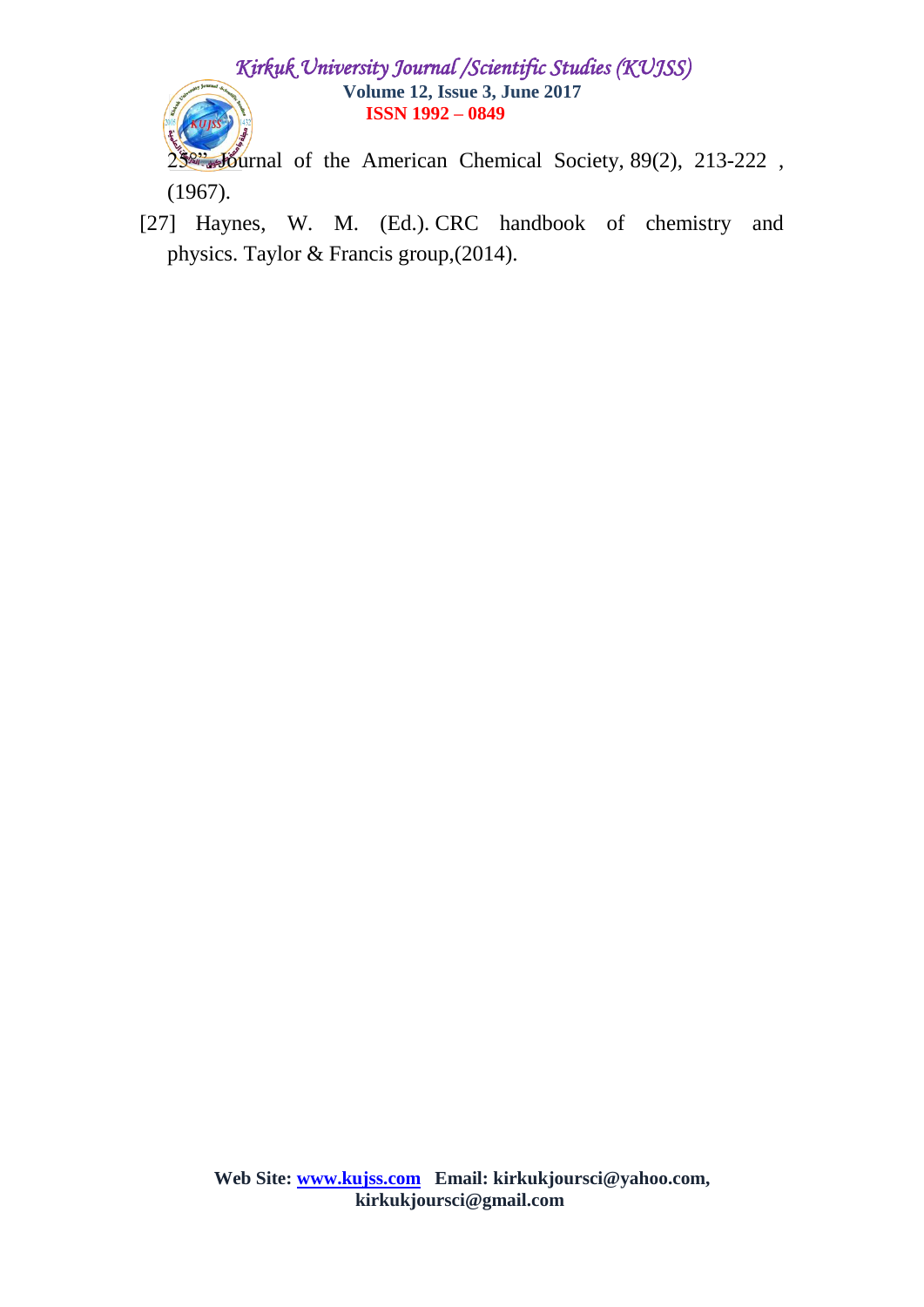258". Journal of the American Chemical Society, 89(2), 213-222 , (1967).

[27] Haynes, W. M. (Ed.). CRC handbook of chemistry and physics. Taylor & Francis group,(2014).